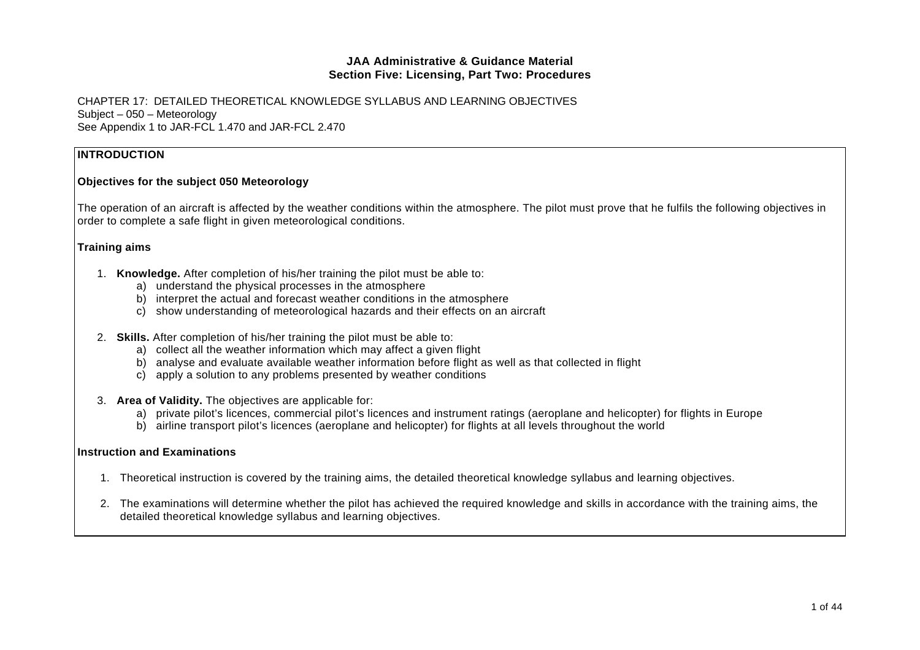**JAA Administrative & Guidance Material**
**Section Five: Licensing, Part Two: Procedures**

CHAPTER 17: DETAILED THEORETICAL KNOWLEDGE SYLLABUS AND LEARNING OBJECTIVES
Subject – 050 – Meteorology
See Appendix 1 to JAR-FCL 1.470 and JAR-FCL 2.470

## INTRODUCTION

### Objectives for the subject 050 Meteorology

The operation of an aircraft is affected by the weather conditions within the atmosphere. The pilot must prove that he fulfils the following objectives in order to complete a safe flight in given meteorological conditions.

### Training aims

1. **Knowledge.** After completion of his/her training the pilot must be able to:
   a) understand the physical processes in the atmosphere
   b) interpret the actual and forecast weather conditions in the atmosphere
   c) show understanding of meteorological hazards and their effects on an aircraft

2. **Skills.** After completion of his/her training the pilot must be able to:
   a) collect all the weather information which may affect a given flight
   b) analyse and evaluate available weather information before flight as well as that collected in flight
   c) apply a solution to any problems presented by weather conditions

3. **Area of Validity.** The objectives are applicable for:
   a) private pilot's licences, commercial pilot's licences and instrument ratings (aeroplane and helicopter) for flights in Europe
   b) airline transport pilot's licences (aeroplane and helicopter) for flights at all levels throughout the world

### Instruction and Examinations

1. Theoretical instruction is covered by the training aims, the detailed theoretical knowledge syllabus and learning objectives.

2. The examinations will determine whether the pilot has achieved the required knowledge and skills in accordance with the training aims, the detailed theoretical knowledge syllabus and learning objectives.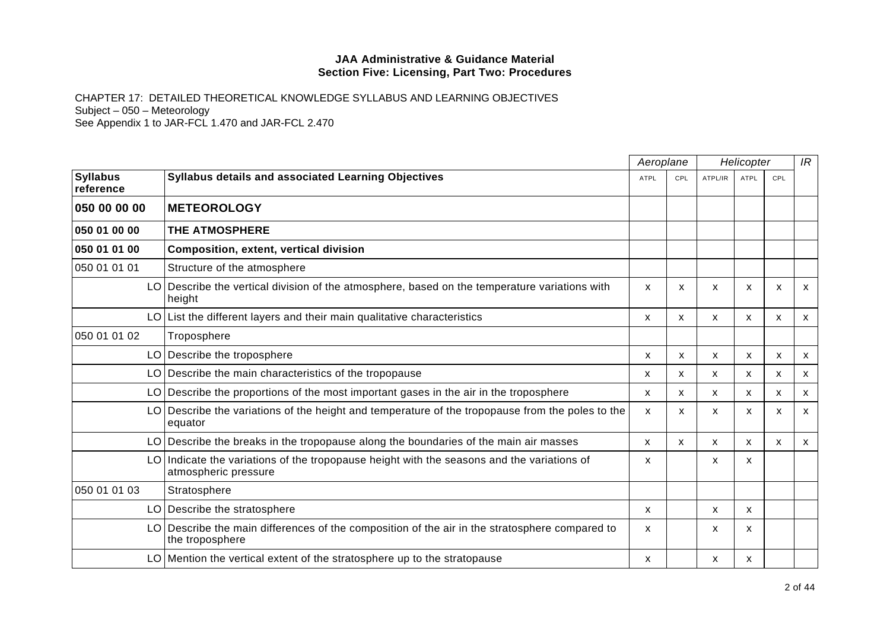**JAA Administrative & Guidance Material**
**Section Five: Licensing, Part Two: Procedures**

CHAPTER 17: DETAILED THEORETICAL KNOWLEDGE SYLLABUS AND LEARNING OBJECTIVES
Subject – 050 – Meteorology
See Appendix 1 to JAR-FCL 1.470 and JAR-FCL 2.470

| | | | *Aeroplane* | | *Helicopter* | | | *IR* |
|---|---|---|---|---|---|---|---|---|
| **Syllabus reference** | | **Syllabus details and associated Learning Objectives** | ATPL | CPL | ATPL/IR | ATPL | CPL | |
| **050 00 00 00** | | **METEOROLOGY** | | | | | | |
| **050 01 00 00** | | **THE ATMOSPHERE** | | | | | | |
| **050 01 01 00** | | **Composition, extent, vertical division** | | | | | | |
| 050 01 01 01 | | Structure of the atmosphere | | | | | | |
| | LO | Describe the vertical division of the atmosphere, based on the temperature variations with height | x | x | x | x | x | x |
| | LO | List the different layers and their main qualitative characteristics | x | x | x | x | x | x |
| 050 01 01 02 | | Troposphere | | | | | | |
| | LO | Describe the troposphere | x | x | x | x | x | x |
| | LO | Describe the main characteristics of the tropopause | x | x | x | x | x | x |
| | LO | Describe the proportions of the most important gases in the air in the troposphere | x | x | x | x | x | x |
| | LO | Describe the variations of the height and temperature of the tropopause from the poles to the equator | x | x | x | x | x | x |
| | LO | Describe the breaks in the tropopause along the boundaries of the main air masses | x | x | x | x | x | x |
| | LO | Indicate the variations of the tropopause height with the seasons and the variations of atmospheric pressure | x | | x | x | | |
| 050 01 01 03 | | Stratosphere | | | | | | |
| | LO | Describe the stratosphere | x | | x | x | | |
| | LO | Describe the main differences of the composition of the air in the stratosphere compared to the troposphere | x | | x | x | | |
| | LO | Mention the vertical extent of the stratosphere up to the stratopause | x | | x | x | | |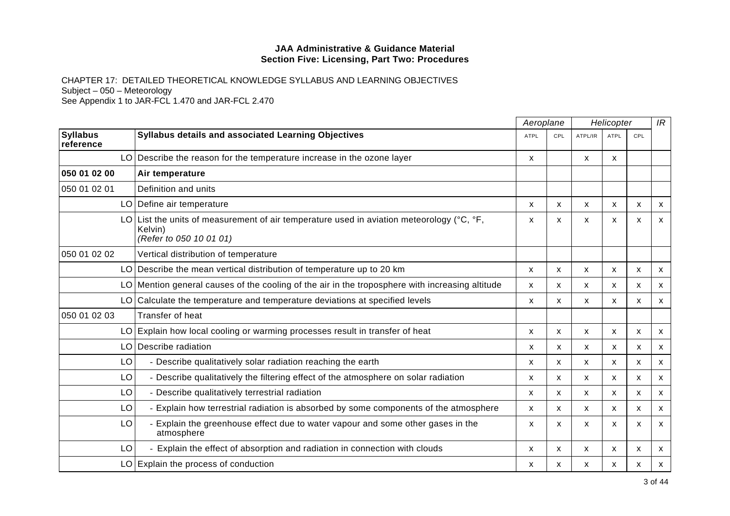**JAA Administrative & Guidance Material**
**Section Five: Licensing, Part Two: Procedures**

CHAPTER 17: DETAILED THEORETICAL KNOWLEDGE SYLLABUS AND LEARNING OBJECTIVES
Subject – 050 – Meteorology
See Appendix 1 to JAR-FCL 1.470 and JAR-FCL 2.470

| | | | Aeroplane | | Helicopter | | | IR |
|---|---|---|---|---|---|---|---|---|
| **Syllabus reference** | | **Syllabus details and associated Learning Objectives** | ATPL | CPL | ATPL/IR | ATPL | CPL | |
| | LO | Describe the reason for the temperature increase in the ozone layer | x | | x | x | | |
| **050 01 02 00** | | **Air temperature** | | | | | | |
| 050 01 02 01 | | Definition and units | | | | | | |
| | LO | Define air temperature | x | x | x | x | x | x |
| | LO | List the units of measurement of air temperature used in aviation meteorology (°C, °F, Kelvin) *(Refer to 050 10 01 01)* | x | x | x | x | x | x |
| 050 01 02 02 | | Vertical distribution of temperature | | | | | | |
| | LO | Describe the mean vertical distribution of temperature up to 20 km | x | x | x | x | x | x |
| | LO | Mention general causes of the cooling of the air in the troposphere with increasing altitude | x | x | x | x | x | x |
| | LO | Calculate the temperature and temperature deviations at specified levels | x | x | x | x | x | x |
| 050 01 02 03 | | Transfer of heat | | | | | | |
| | LO | Explain how local cooling or warming processes result in transfer of heat | x | x | x | x | x | x |
| | LO | Describe radiation | x | x | x | x | x | x |
| | LO | - Describe qualitatively solar radiation reaching the earth | x | x | x | x | x | x |
| | LO | - Describe qualitatively the filtering effect of the atmosphere on solar radiation | x | x | x | x | x | x |
| | LO | - Describe qualitatively terrestrial radiation | x | x | x | x | x | x |
| | LO | - Explain how terrestrial radiation is absorbed by some components of the atmosphere | x | x | x | x | x | x |
| | LO | - Explain the greenhouse effect due to water vapour and some other gases in the atmosphere | x | x | x | x | x | x |
| | LO | - Explain the effect of absorption and radiation in connection with clouds | x | x | x | x | x | x |
| | LO | Explain the process of conduction | x | x | x | x | x | x |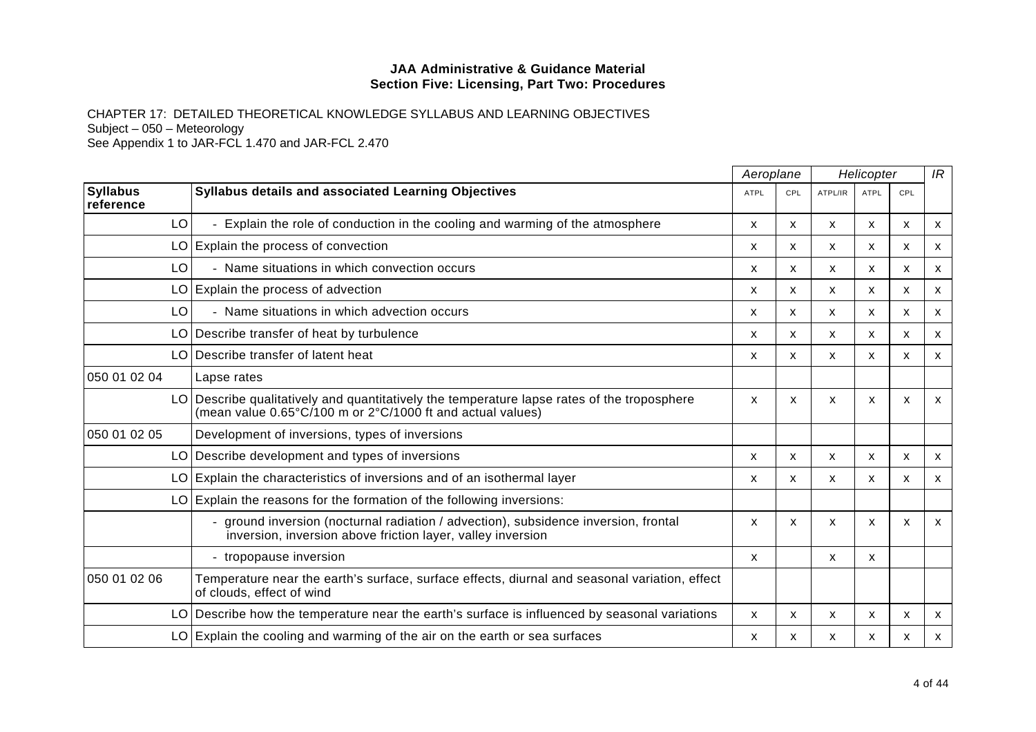JAA Administrative & Guidance Material
Section Five: Licensing, Part Two: Procedures

CHAPTER 17: DETAILED THEORETICAL KNOWLEDGE SYLLABUS AND LEARNING OBJECTIVES
Subject – 050 – Meteorology
See Appendix 1 to JAR-FCL 1.470 and JAR-FCL 2.470

| | | Aeroplane | | Helicopter | | | IR |
|---|---|---|---|---|---|---|---|
| **Syllabus reference** | **Syllabus details and associated Learning Objectives** | ATPL | CPL | ATPL/IR | ATPL | CPL | |
| LO | - Explain the role of conduction in the cooling and warming of the atmosphere | x | x | x | x | x | x |
| LO | Explain the process of convection | x | x | x | x | x | x |
| LO | - Name situations in which convection occurs | x | x | x | x | x | x |
| LO | Explain the process of advection | x | x | x | x | x | x |
| LO | - Name situations in which advection occurs | x | x | x | x | x | x |
| LO | Describe transfer of heat by turbulence | x | x | x | x | x | x |
| LO | Describe transfer of latent heat | x | x | x | x | x | x |
| 050 01 02 04 | Lapse rates | | | | | | |
| LO | Describe qualitatively and quantitatively the temperature lapse rates of the troposphere (mean value 0.65°C/100 m or 2°C/1000 ft and actual values) | x | x | x | x | x | x |
| 050 01 02 05 | Development of inversions, types of inversions | | | | | | |
| LO | Describe development and types of inversions | x | x | x | x | x | x |
| LO | Explain the characteristics of inversions and of an isothermal layer | x | x | x | x | x | x |
| LO | Explain the reasons for the formation of the following inversions: | | | | | | |
| | - ground inversion (nocturnal radiation / advection), subsidence inversion, frontal inversion, inversion above friction layer, valley inversion | x | x | x | x | x | x |
| | - tropopause inversion | x | | x | x | | |
| 050 01 02 06 | Temperature near the earth's surface, surface effects, diurnal and seasonal variation, effect of clouds, effect of wind | | | | | | |
| LO | Describe how the temperature near the earth's surface is influenced by seasonal variations | x | x | x | x | x | x |
| LO | Explain the cooling and warming of the air on the earth or sea surfaces | x | x | x | x | x | x |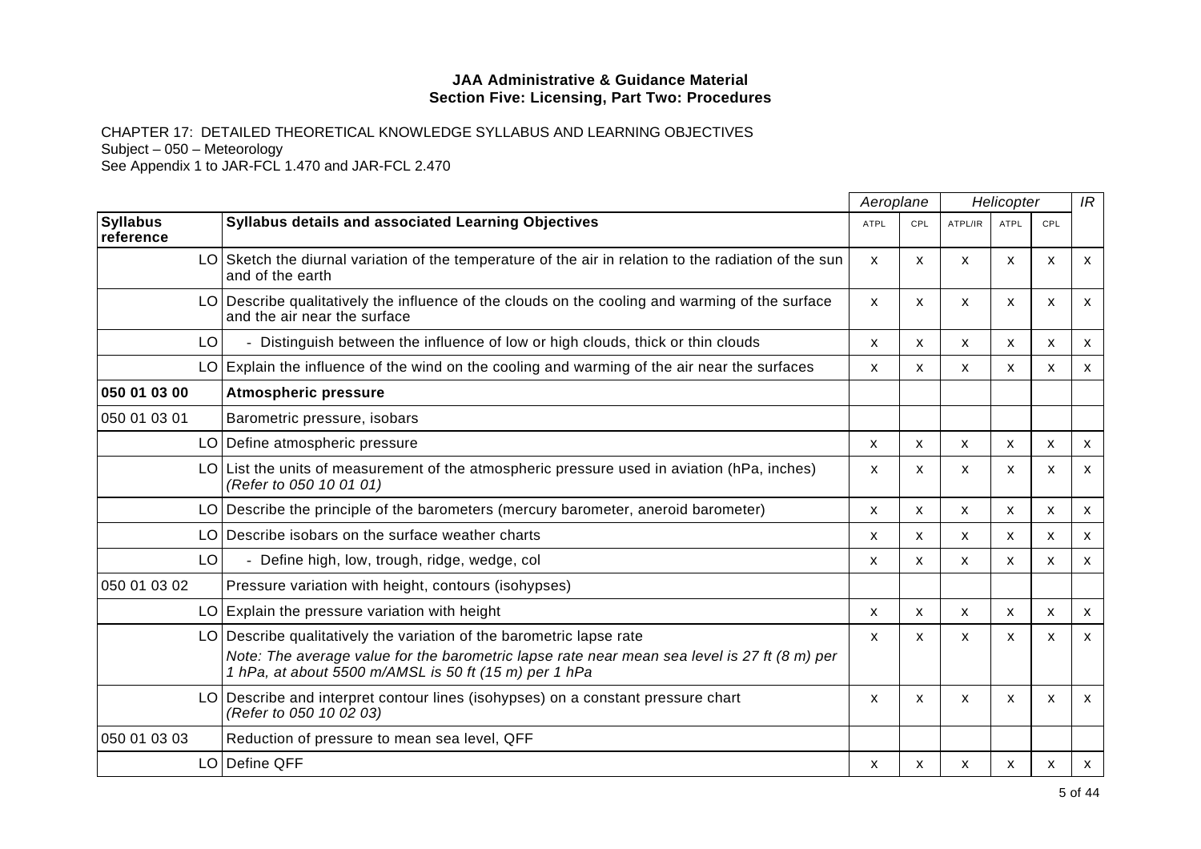**JAA Administrative & Guidance Material**
**Section Five: Licensing, Part Two: Procedures**

CHAPTER 17: DETAILED THEORETICAL KNOWLEDGE SYLLABUS AND LEARNING OBJECTIVES
Subject – 050 – Meteorology
See Appendix 1 to JAR-FCL 1.470 and JAR-FCL 2.470

| | | *Aeroplane* | | *Helicopter* | | | *IR* |
|---|---|---|---|---|---|---|---|
| **Syllabus reference** | **Syllabus details and associated Learning Objectives** | ATPL | CPL | ATPL/IR | ATPL | CPL | |
| LO | Sketch the diurnal variation of the temperature of the air in relation to the radiation of the sun and of the earth | x | x | x | x | x | x |
| LO | Describe qualitatively the influence of the clouds on the cooling and warming of the surface and the air near the surface | x | x | x | x | x | x |
| LO | - Distinguish between the influence of low or high clouds, thick or thin clouds | x | x | x | x | x | x |
| LO | Explain the influence of the wind on the cooling and warming of the air near the surfaces | x | x | x | x | x | x |
| **050 01 03 00** | **Atmospheric pressure** | | | | | | |
| 050 01 03 01 | Barometric pressure, isobars | | | | | | |
| LO | Define atmospheric pressure | x | x | x | x | x | x |
| LO | List the units of measurement of the atmospheric pressure used in aviation (hPa, inches) *(Refer to 050 10 01 01)* | x | x | x | x | x | x |
| LO | Describe the principle of the barometers (mercury barometer, aneroid barometer) | x | x | x | x | x | x |
| LO | Describe isobars on the surface weather charts | x | x | x | x | x | x |
| LO | - Define high, low, trough, ridge, wedge, col | x | x | x | x | x | x |
| 050 01 03 02 | Pressure variation with height, contours (isohypses) | | | | | | |
| LO | Explain the pressure variation with height | x | x | x | x | x | x |
| LO | Describe qualitatively the variation of the barometric lapse rate<br>*Note: The average value for the barometric lapse rate near mean sea level is 27 ft (8 m) per 1 hPa, at about 5500 m/AMSL is 50 ft (15 m) per 1 hPa* | x | x | x | x | x | x |
| LO | Describe and interpret contour lines (isohypses) on a constant pressure chart *(Refer to 050 10 02 03)* | x | x | x | x | x | x |
| 050 01 03 03 | Reduction of pressure to mean sea level, QFF | | | | | | |
| LO | Define QFF | x | x | x | x | x | x |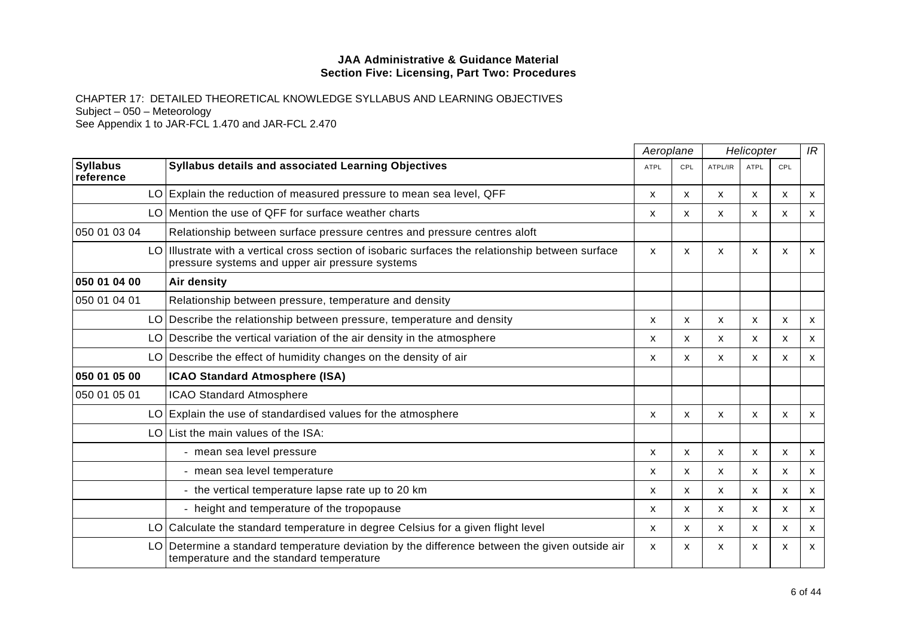**JAA Administrative & Guidance Material**
**Section Five: Licensing, Part Two: Procedures**

CHAPTER 17: DETAILED THEORETICAL KNOWLEDGE SYLLABUS AND LEARNING OBJECTIVES
Subject – 050 – Meteorology
See Appendix 1 to JAR-FCL 1.470 and JAR-FCL 2.470

| | | *Aeroplane* | | *Helicopter* | | | *IR* |
|---|---|---|---|---|---|---|---|
| **Syllabus reference** | **Syllabus details and associated Learning Objectives** | ATPL | CPL | ATPL/IR | ATPL | CPL | |
| LO | Explain the reduction of measured pressure to mean sea level, QFF | x | x | x | x | x | x |
| LO | Mention the use of QFF for surface weather charts | x | x | x | x | x | x |
| 050 01 03 04 | Relationship between surface pressure centres and pressure centres aloft | | | | | | |
| LO | Illustrate with a vertical cross section of isobaric surfaces the relationship between surface pressure systems and upper air pressure systems | x | x | x | x | x | x |
| **050 01 04 00** | **Air density** | | | | | | |
| 050 01 04 01 | Relationship between pressure, temperature and density | | | | | | |
| LO | Describe the relationship between pressure, temperature and density | x | x | x | x | x | x |
| LO | Describe the vertical variation of the air density in the atmosphere | x | x | x | x | x | x |
| LO | Describe the effect of humidity changes on the density of air | x | x | x | x | x | x |
| **050 01 05 00** | **ICAO Standard Atmosphere (ISA)** | | | | | | |
| 050 01 05 01 | ICAO Standard Atmosphere | | | | | | |
| LO | Explain the use of standardised values for the atmosphere | x | x | x | x | x | x |
| LO | List the main values of the ISA: | | | | | | |
| | - mean sea level pressure | x | x | x | x | x | x |
| | - mean sea level temperature | x | x | x | x | x | x |
| | - the vertical temperature lapse rate up to 20 km | x | x | x | x | x | x |
| | - height and temperature of the tropopause | x | x | x | x | x | x |
| LO | Calculate the standard temperature in degree Celsius for a given flight level | x | x | x | x | x | x |
| LO | Determine a standard temperature deviation by the difference between the given outside air temperature and the standard temperature | x | x | x | x | x | x |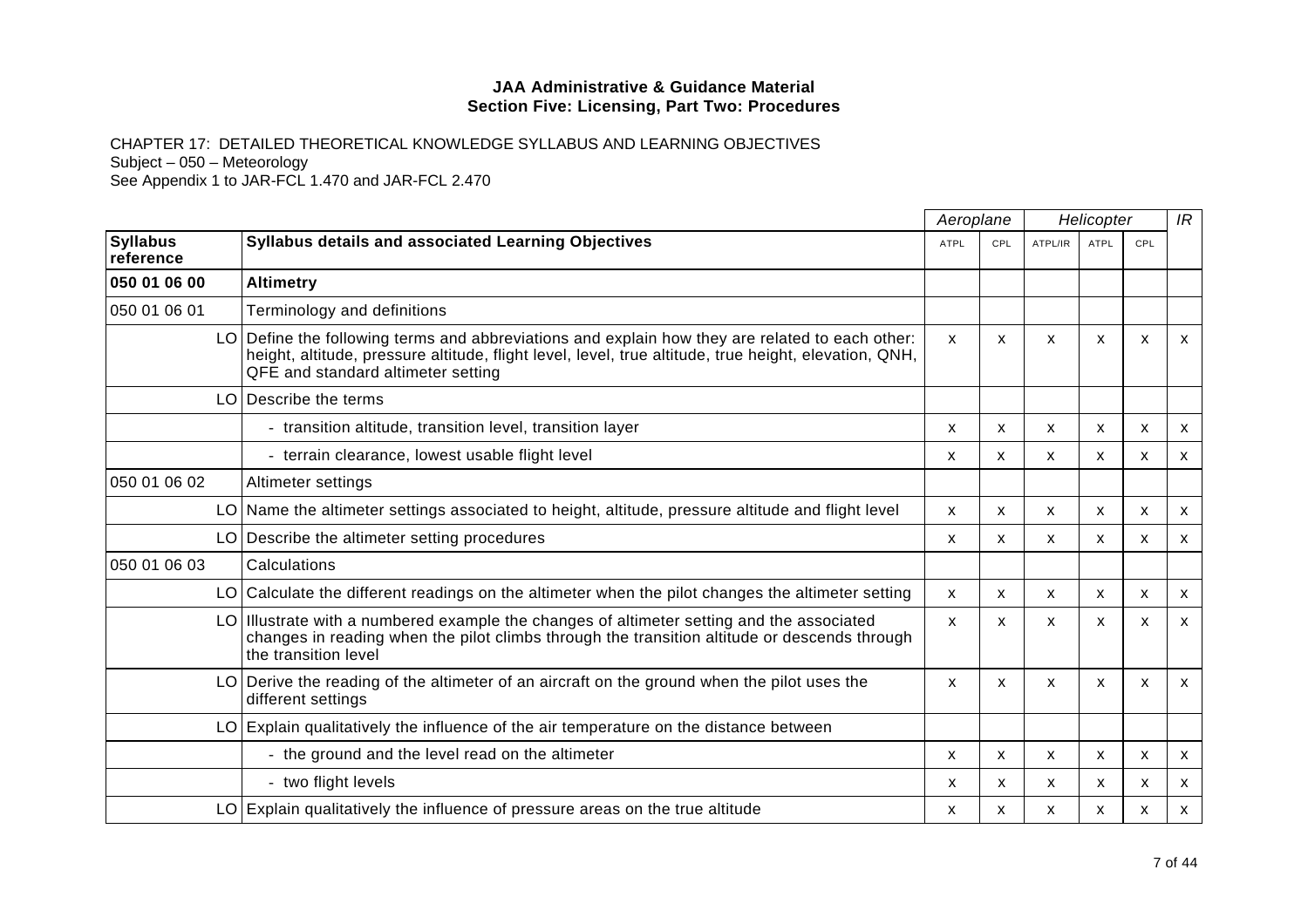**JAA Administrative & Guidance Material**
**Section Five: Licensing, Part Two: Procedures**

CHAPTER 17: DETAILED THEORETICAL KNOWLEDGE SYLLABUS AND LEARNING OBJECTIVES
Subject – 050 – Meteorology
See Appendix 1 to JAR-FCL 1.470 and JAR-FCL 2.470

| | | *Aeroplane* | | *Helicopter* | | | *IR* |
|---|---|---|---|---|---|---|---|
| **Syllabus reference** | **Syllabus details and associated Learning Objectives** | ATPL | CPL | ATPL/IR | ATPL | CPL | |
| **050 01 06 00** | **Altimetry** | | | | | | |
| 050 01 06 01 | Terminology and definitions | | | | | | |
| LO | Define the following terms and abbreviations and explain how they are related to each other: height, altitude, pressure altitude, flight level, level, true altitude, true height, elevation, QNH, QFE and standard altimeter setting | x | x | x | x | x | x |
| LO | Describe the terms | | | | | | |
| | - transition altitude, transition level, transition layer | x | x | x | x | x | x |
| | - terrain clearance, lowest usable flight level | x | x | x | x | x | x |
| 050 01 06 02 | Altimeter settings | | | | | | |
| LO | Name the altimeter settings associated to height, altitude, pressure altitude and flight level | x | x | x | x | x | x |
| LO | Describe the altimeter setting procedures | x | x | x | x | x | x |
| 050 01 06 03 | Calculations | | | | | | |
| LO | Calculate the different readings on the altimeter when the pilot changes the altimeter setting | x | x | x | x | x | x |
| LO | Illustrate with a numbered example the changes of altimeter setting and the associated changes in reading when the pilot climbs through the transition altitude or descends through the transition level | x | x | x | x | x | x |
| LO | Derive the reading of the altimeter of an aircraft on the ground when the pilot uses the different settings | x | x | x | x | x | x |
| LO | Explain qualitatively the influence of the air temperature on the distance between | | | | | | |
| | - the ground and the level read on the altimeter | x | x | x | x | x | x |
| | - two flight levels | x | x | x | x | x | x |
| LO | Explain qualitatively the influence of pressure areas on the true altitude | x | x | x | x | x | x |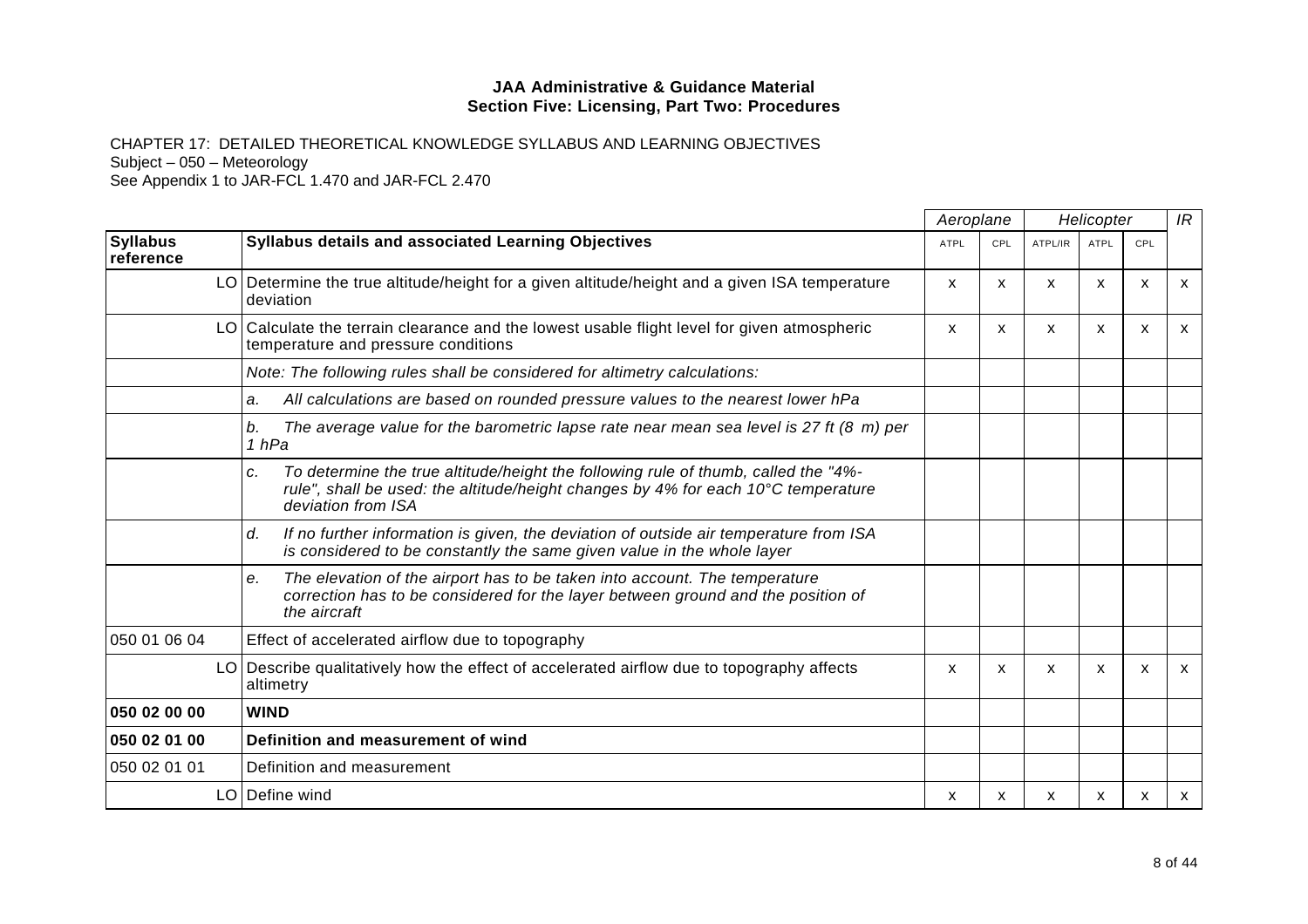**JAA Administrative & Guidance Material**
**Section Five: Licensing, Part Two: Procedures**

CHAPTER 17: DETAILED THEORETICAL KNOWLEDGE SYLLABUS AND LEARNING OBJECTIVES
Subject – 050 – Meteorology
See Appendix 1 to JAR-FCL 1.470 and JAR-FCL 2.470

| | | *Aeroplane* | | *Helicopter* | | | *IR* |
|---|---|---|---|---|---|---|---|
| **Syllabus reference** | **Syllabus details and associated Learning Objectives** | ATPL | CPL | ATPL/IR | ATPL | CPL | |
| LO | Determine the true altitude/height for a given altitude/height and a given ISA temperature deviation | x | x | x | x | x | x |
| LO | Calculate the terrain clearance and the lowest usable flight level for given atmospheric temperature and pressure conditions | x | x | x | x | x | x |
| | *Note: The following rules shall be considered for altimetry calculations:* | | | | | | |
| | *a. All calculations are based on rounded pressure values to the nearest lower hPa* | | | | | | |
| | *b. The average value for the barometric lapse rate near mean sea level is 27 ft (8 m) per 1 hPa* | | | | | | |
| | *c. To determine the true altitude/height the following rule of thumb, called the "4%-rule", shall be used: the altitude/height changes by 4% for each 10°C temperature deviation from ISA* | | | | | | |
| | *d. If no further information is given, the deviation of outside air temperature from ISA is considered to be constantly the same given value in the whole layer* | | | | | | |
| | *e. The elevation of the airport has to be taken into account. The temperature correction has to be considered for the layer between ground and the position of the aircraft* | | | | | | |
| 050 01 06 04 | Effect of accelerated airflow due to topography | | | | | | |
| LO | Describe qualitatively how the effect of accelerated airflow due to topography affects altimetry | x | x | x | x | x | x |
| **050 02 00 00** | **WIND** | | | | | | |
| **050 02 01 00** | **Definition and measurement of wind** | | | | | | |
| 050 02 01 01 | Definition and measurement | | | | | | |
| LO | Define wind | x | x | x | x | x | x |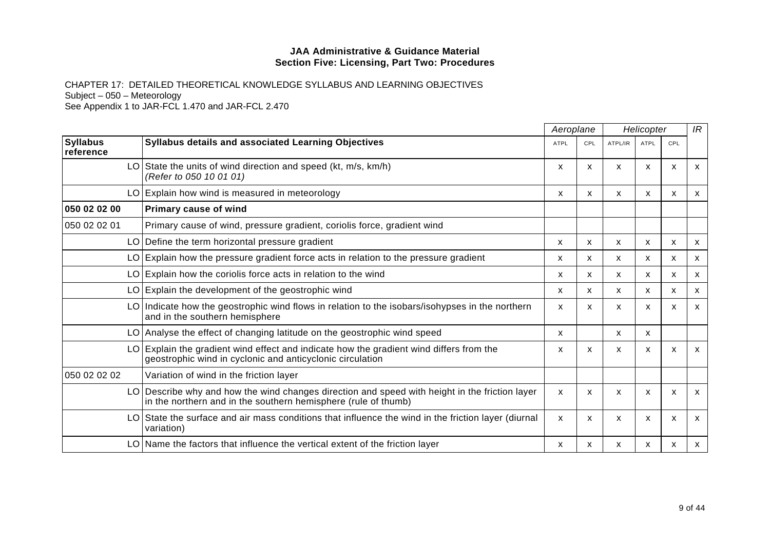**JAA Administrative & Guidance Material**
**Section Five: Licensing, Part Two: Procedures**

CHAPTER 17: DETAILED THEORETICAL KNOWLEDGE SYLLABUS AND LEARNING OBJECTIVES
Subject – 050 – Meteorology
See Appendix 1 to JAR-FCL 1.470 and JAR-FCL 2.470

| | | *Aeroplane* | | *Helicopter* | | | *IR* |
|---|---|---|---|---|---|---|---|
| **Syllabus reference** | **Syllabus details and associated Learning Objectives** | ATPL | CPL | ATPL/IR | ATPL | CPL | |
| LO | State the units of wind direction and speed (kt, m/s, km/h) *(Refer to 050 10 01 01)* | x | x | x | x | x | x |
| LO | Explain how wind is measured in meteorology | x | x | x | x | x | x |
| **050 02 02 00** | **Primary cause of wind** | | | | | | |
| 050 02 02 01 | Primary cause of wind, pressure gradient, coriolis force, gradient wind | | | | | | |
| LO | Define the term horizontal pressure gradient | x | x | x | x | x | x |
| LO | Explain how the pressure gradient force acts in relation to the pressure gradient | x | x | x | x | x | x |
| LO | Explain how the coriolis force acts in relation to the wind | x | x | x | x | x | x |
| LO | Explain the development of the geostrophic wind | x | x | x | x | x | x |
| LO | Indicate how the geostrophic wind flows in relation to the isobars/isohypses in the northern and in the southern hemisphere | x | x | x | x | x | x |
| LO | Analyse the effect of changing latitude on the geostrophic wind speed | x | | x | x | | |
| LO | Explain the gradient wind effect and indicate how the gradient wind differs from the geostrophic wind in cyclonic and anticyclonic circulation | x | x | x | x | x | x |
| 050 02 02 02 | Variation of wind in the friction layer | | | | | | |
| LO | Describe why and how the wind changes direction and speed with height in the friction layer in the northern and in the southern hemisphere (rule of thumb) | x | x | x | x | x | x |
| LO | State the surface and air mass conditions that influence the wind in the friction layer (diurnal variation) | x | x | x | x | x | x |
| LO | Name the factors that influence the vertical extent of the friction layer | x | x | x | x | x | x |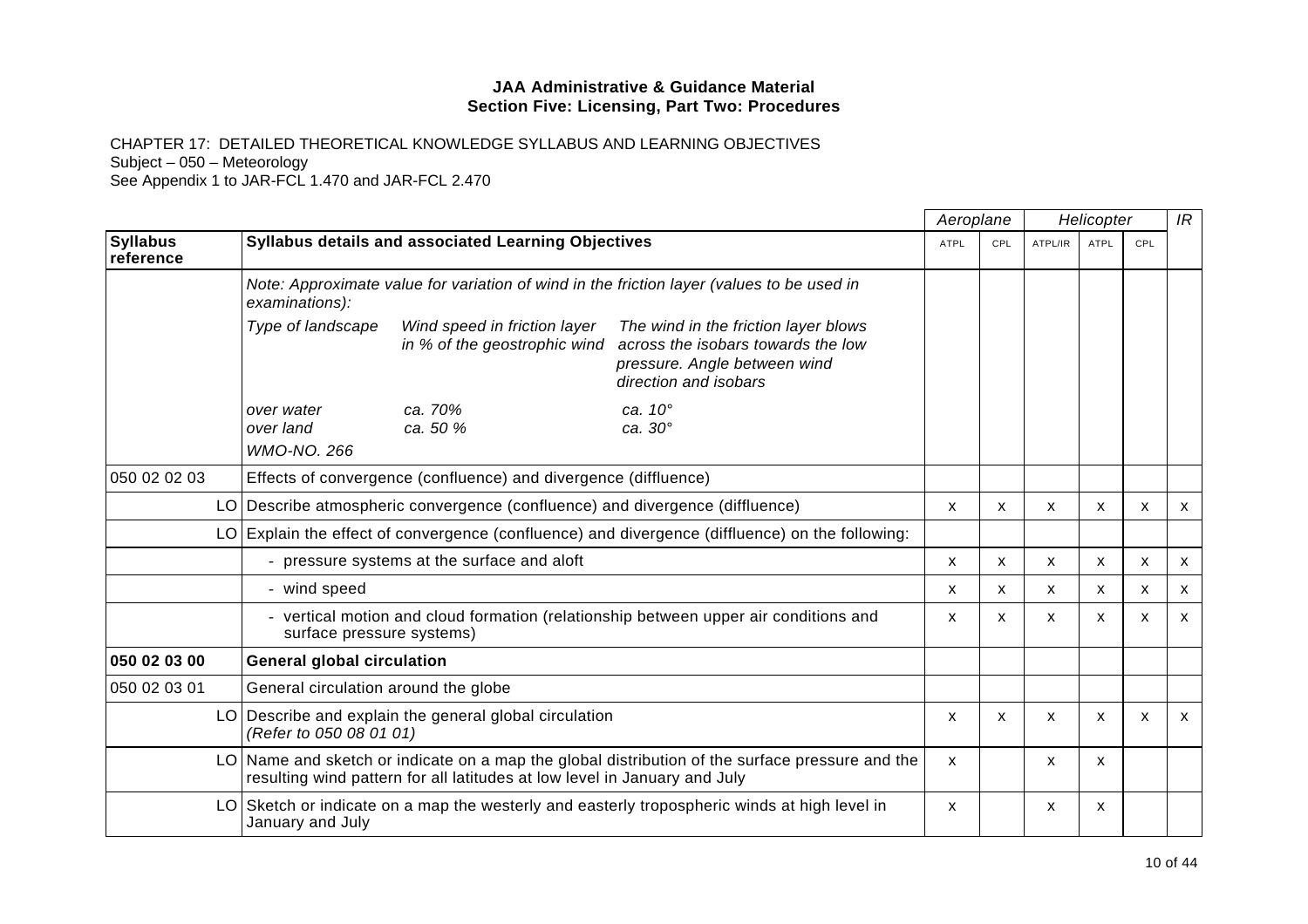JAA Administrative & Guidance Material
Section Five: Licensing, Part Two: Procedures

CHAPTER 17: DETAILED THEORETICAL KNOWLEDGE SYLLABUS AND LEARNING OBJECTIVES
Subject – 050 – Meteorology
See Appendix 1 to JAR-FCL 1.470 and JAR-FCL 2.470

| | | Aeroplane | | Helicopter | | | IR |
|---|---|---|---|---|---|---|---|
| **Syllabus reference** | **Syllabus details and associated Learning Objectives** | ATPL | CPL | ATPL/IR | ATPL | CPL | |
| | *Note: Approximate value for variation of wind in the friction layer (values to be used in examinations):*<br>*Type of landscape — Wind speed in friction layer in % of the geostrophic wind — The wind in the friction layer blows across the isobars towards the low pressure. Angle between wind direction and isobars*<br>*over water — ca. 70% — ca. 10°*<br>*over land — ca. 50 % — ca. 30°*<br>*WMO-NO. 266* | | | | | | |
| 050 02 02 03 | Effects of convergence (confluence) and divergence (diffluence) | | | | | | |
| LO | Describe atmospheric convergence (confluence) and divergence (diffluence) | x | x | x | x | x | x |
| LO | Explain the effect of convergence (confluence) and divergence (diffluence) on the following: | | | | | | |
| | - pressure systems at the surface and aloft | x | x | x | x | x | x |
| | - wind speed | x | x | x | x | x | x |
| | - vertical motion and cloud formation (relationship between upper air conditions and surface pressure systems) | x | x | x | x | x | x |
| **050 02 03 00** | **General global circulation** | | | | | | |
| 050 02 03 01 | General circulation around the globe | | | | | | |
| LO | Describe and explain the general global circulation *(Refer to 050 08 01 01)* | x | x | x | x | x | x |
| LO | Name and sketch or indicate on a map the global distribution of the surface pressure and the resulting wind pattern for all latitudes at low level in January and July | x | | x | x | | |
| LO | Sketch or indicate on a map the westerly and easterly tropospheric winds at high level in January and July | x | | x | x | | |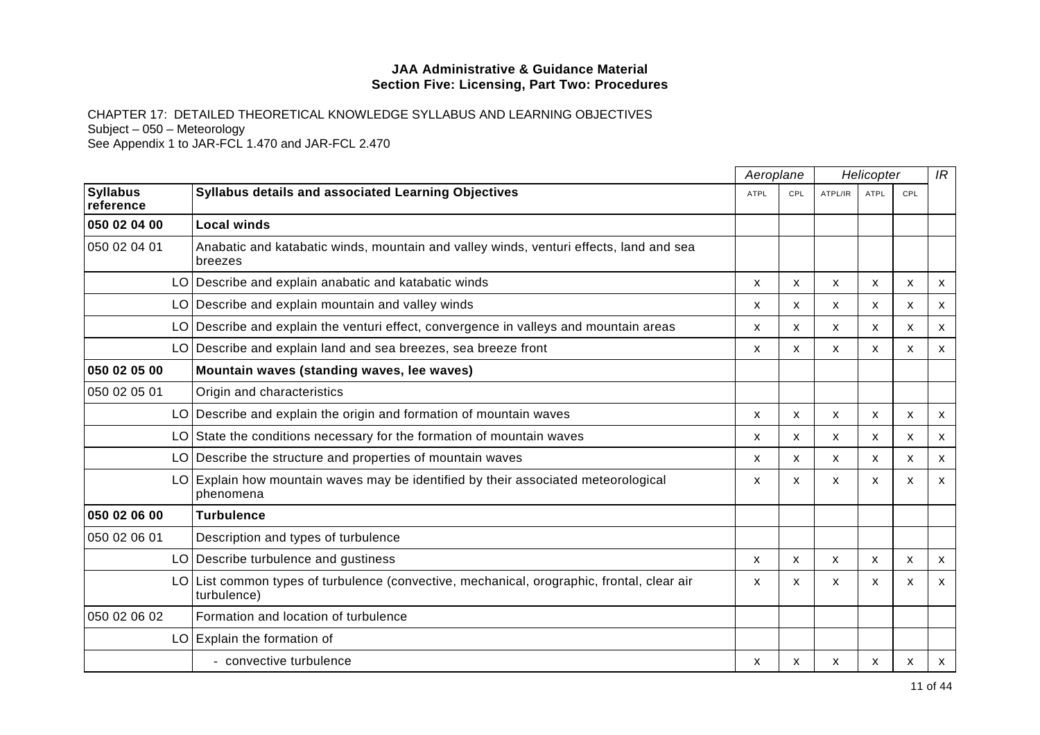**JAA Administrative & Guidance Material**
**Section Five: Licensing, Part Two: Procedures**

CHAPTER 17: DETAILED THEORETICAL KNOWLEDGE SYLLABUS AND LEARNING OBJECTIVES
Subject – 050 – Meteorology
See Appendix 1 to JAR-FCL 1.470 and JAR-FCL 2.470

| | | *Aeroplane* | | *Helicopter* | | | *IR* |
|---|---|---|---|---|---|---|---|
| **Syllabus reference** | **Syllabus details and associated Learning Objectives** | ATPL | CPL | ATPL/IR | ATPL | CPL | |
| **050 02 04 00** | **Local winds** | | | | | | |
| 050 02 04 01 | Anabatic and katabatic winds, mountain and valley winds, venturi effects, land and sea breezes | | | | | | |
| LO | Describe and explain anabatic and katabatic winds | x | x | x | x | x | x |
| LO | Describe and explain mountain and valley winds | x | x | x | x | x | x |
| LO | Describe and explain the venturi effect, convergence in valleys and mountain areas | x | x | x | x | x | x |
| LO | Describe and explain land and sea breezes, sea breeze front | x | x | x | x | x | x |
| **050 02 05 00** | **Mountain waves (standing waves, lee waves)** | | | | | | |
| 050 02 05 01 | Origin and characteristics | | | | | | |
| LO | Describe and explain the origin and formation of mountain waves | x | x | x | x | x | x |
| LO | State the conditions necessary for the formation of mountain waves | x | x | x | x | x | x |
| LO | Describe the structure and properties of mountain waves | x | x | x | x | x | x |
| LO | Explain how mountain waves may be identified by their associated meteorological phenomena | x | x | x | x | x | x |
| **050 02 06 00** | **Turbulence** | | | | | | |
| 050 02 06 01 | Description and types of turbulence | | | | | | |
| LO | Describe turbulence and gustiness | x | x | x | x | x | x |
| LO | List common types of turbulence (convective, mechanical, orographic, frontal, clear air turbulence) | x | x | x | x | x | x |
| 050 02 06 02 | Formation and location of turbulence | | | | | | |
| LO | Explain the formation of | | | | | | |
| | - convective turbulence | x | x | x | x | x | x |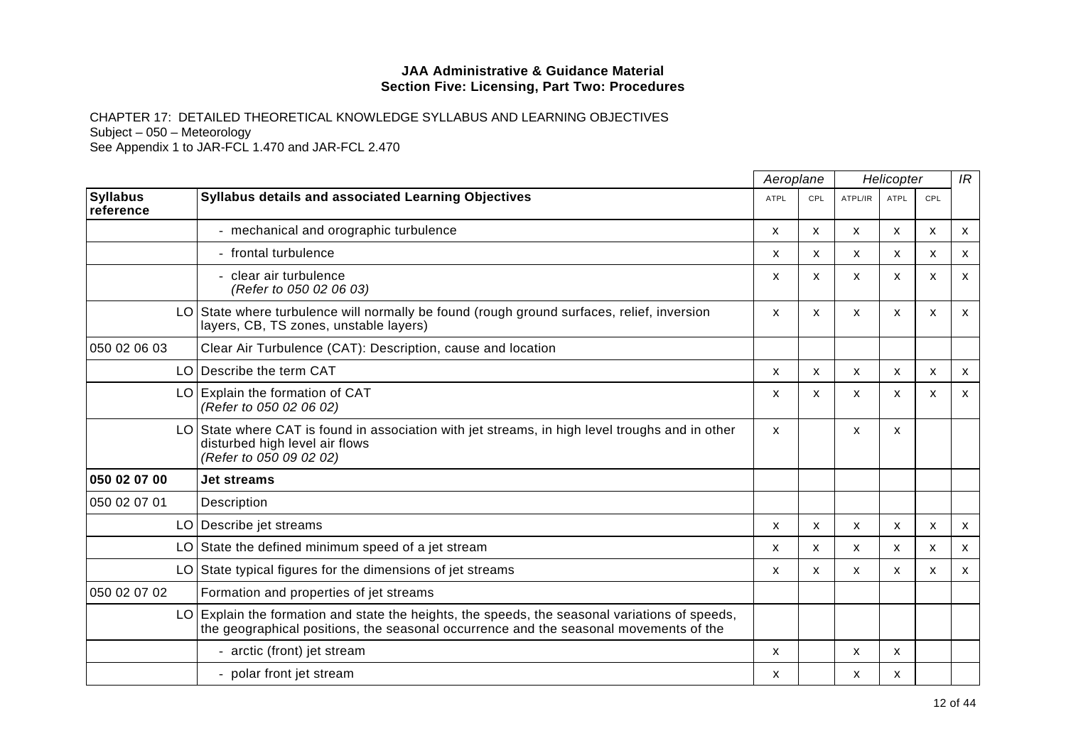**JAA Administrative & Guidance Material**
**Section Five: Licensing, Part Two: Procedures**

CHAPTER 17: DETAILED THEORETICAL KNOWLEDGE SYLLABUS AND LEARNING OBJECTIVES
Subject – 050 – Meteorology
See Appendix 1 to JAR-FCL 1.470 and JAR-FCL 2.470

| | | *Aeroplane* | | *Helicopter* | | | *IR* |
|---|---|---|---|---|---|---|---|
| **Syllabus reference** | **Syllabus details and associated Learning Objectives** | ATPL | CPL | ATPL/IR | ATPL | CPL | |
| | - mechanical and orographic turbulence | x | x | x | x | x | x |
| | - frontal turbulence | x | x | x | x | x | x |
| | - clear air turbulence *(Refer to 050 02 06 03)* | x | x | x | x | x | x |
| LO | State where turbulence will normally be found (rough ground surfaces, relief, inversion layers, CB, TS zones, unstable layers) | x | x | x | x | x | x |
| 050 02 06 03 | Clear Air Turbulence (CAT): Description, cause and location | | | | | | |
| LO | Describe the term CAT | x | x | x | x | x | x |
| LO | Explain the formation of CAT *(Refer to 050 02 06 02)* | x | x | x | x | x | x |
| LO | State where CAT is found in association with jet streams, in high level troughs and in other disturbed high level air flows *(Refer to 050 09 02 02)* | x | | x | x | | |
| **050 02 07 00** | **Jet streams** | | | | | | |
| 050 02 07 01 | Description | | | | | | |
| LO | Describe jet streams | x | x | x | x | x | x |
| LO | State the defined minimum speed of a jet stream | x | x | x | x | x | x |
| LO | State typical figures for the dimensions of jet streams | x | x | x | x | x | x |
| 050 02 07 02 | Formation and properties of jet streams | | | | | | |
| LO | Explain the formation and state the heights, the speeds, the seasonal variations of speeds, the geographical positions, the seasonal occurrence and the seasonal movements of the | | | | | | |
| | - arctic (front) jet stream | x | | x | x | | |
| | - polar front jet stream | x | | x | x | | |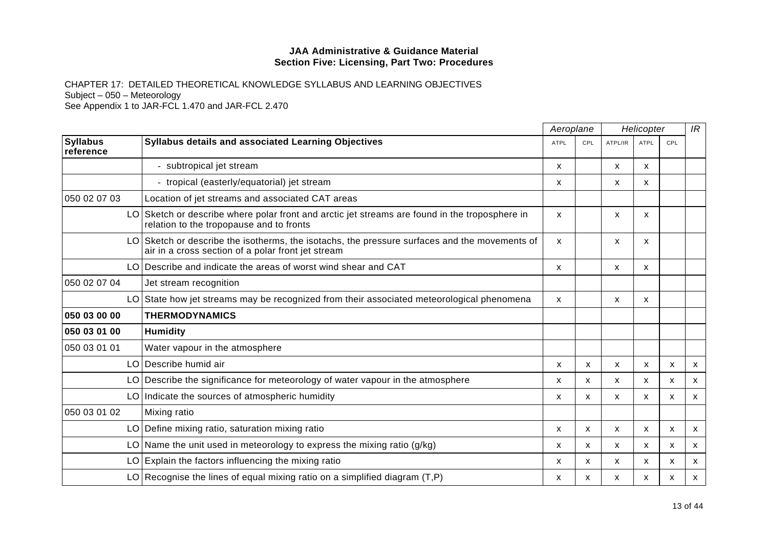**JAA Administrative & Guidance Material**
**Section Five: Licensing, Part Two: Procedures**

CHAPTER 17: DETAILED THEORETICAL KNOWLEDGE SYLLABUS AND LEARNING OBJECTIVES
Subject – 050 – Meteorology
See Appendix 1 to JAR-FCL 1.470 and JAR-FCL 2.470

| | | | *Aeroplane* | | *Helicopter* | | | *IR* |
|---|---|---|---|---|---|---|---|---|
| **Syllabus reference** | | **Syllabus details and associated Learning Objectives** | ATPL | CPL | ATPL/IR | ATPL | CPL | |
| | | - subtropical jet stream | x | | x | x | | |
| | | - tropical (easterly/equatorial) jet stream | x | | x | x | | |
| 050 02 07 03 | | Location of jet streams and associated CAT areas | | | | | | |
| | LO | Sketch or describe where polar front and arctic jet streams are found in the troposphere in relation to the tropopause and to fronts | x | | x | x | | |
| | LO | Sketch or describe the isotherms, the isotachs, the pressure surfaces and the movements of air in a cross section of a polar front jet stream | x | | x | x | | |
| | LO | Describe and indicate the areas of worst wind shear and CAT | x | | x | x | | |
| 050 02 07 04 | | Jet stream recognition | | | | | | |
| | LO | State how jet streams may be recognized from their associated meteorological phenomena | x | | x | x | | |
| **050 03 00 00** | | **THERMODYNAMICS** | | | | | | |
| **050 03 01 00** | | **Humidity** | | | | | | |
| 050 03 01 01 | | Water vapour in the atmosphere | | | | | | |
| | LO | Describe humid air | x | x | x | x | x | x |
| | LO | Describe the significance for meteorology of water vapour in the atmosphere | x | x | x | x | x | x |
| | LO | Indicate the sources of atmospheric humidity | x | x | x | x | x | x |
| 050 03 01 02 | | Mixing ratio | | | | | | |
| | LO | Define mixing ratio, saturation mixing ratio | x | x | x | x | x | x |
| | LO | Name the unit used in meteorology to express the mixing ratio (g/kg) | x | x | x | x | x | x |
| | LO | Explain the factors influencing the mixing ratio | x | x | x | x | x | x |
| | LO | Recognise the lines of equal mixing ratio on a simplified diagram (T,P) | x | x | x | x | x | x |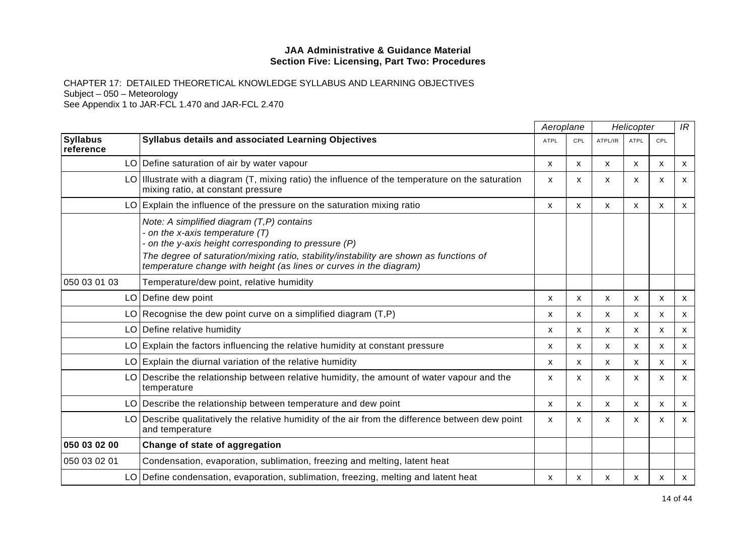**JAA Administrative & Guidance Material**
**Section Five: Licensing, Part Two: Procedures**

CHAPTER 17: DETAILED THEORETICAL KNOWLEDGE SYLLABUS AND LEARNING OBJECTIVES
Subject – 050 – Meteorology
See Appendix 1 to JAR-FCL 1.470 and JAR-FCL 2.470

| | | *Aeroplane* | | *Helicopter* | | | *IR* |
|---|---|---|---|---|---|---|---|
| **Syllabus reference** | **Syllabus details and associated Learning Objectives** | ATPL | CPL | ATPL/IR | ATPL | CPL | |
| LO | Define saturation of air by water vapour | x | x | x | x | x | x |
| LO | Illustrate with a diagram (T, mixing ratio) the influence of the temperature on the saturation mixing ratio, at constant pressure | x | x | x | x | x | x |
| LO | Explain the influence of the pressure on the saturation mixing ratio | x | x | x | x | x | x |
| | *Note: A simplified diagram (T,P) contains*<br>*- on the x-axis temperature (T)*<br>*- on the y-axis height corresponding to pressure (P)*<br>*The degree of saturation/mixing ratio, stability/instability are shown as functions of temperature change with height (as lines or curves in the diagram)* | | | | | | |
| 050 03 01 03 | Temperature/dew point, relative humidity | | | | | | |
| LO | Define dew point | x | x | x | x | x | x |
| LO | Recognise the dew point curve on a simplified diagram (T,P) | x | x | x | x | x | x |
| LO | Define relative humidity | x | x | x | x | x | x |
| LO | Explain the factors influencing the relative humidity at constant pressure | x | x | x | x | x | x |
| LO | Explain the diurnal variation of the relative humidity | x | x | x | x | x | x |
| LO | Describe the relationship between relative humidity, the amount of water vapour and the temperature | x | x | x | x | x | x |
| LO | Describe the relationship between temperature and dew point | x | x | x | x | x | x |
| LO | Describe qualitatively the relative humidity of the air from the difference between dew point and temperature | x | x | x | x | x | x |
| **050 03 02 00** | **Change of state of aggregation** | | | | | | |
| 050 03 02 01 | Condensation, evaporation, sublimation, freezing and melting, latent heat | | | | | | |
| LO | Define condensation, evaporation, sublimation, freezing, melting and latent heat | x | x | x | x | x | x |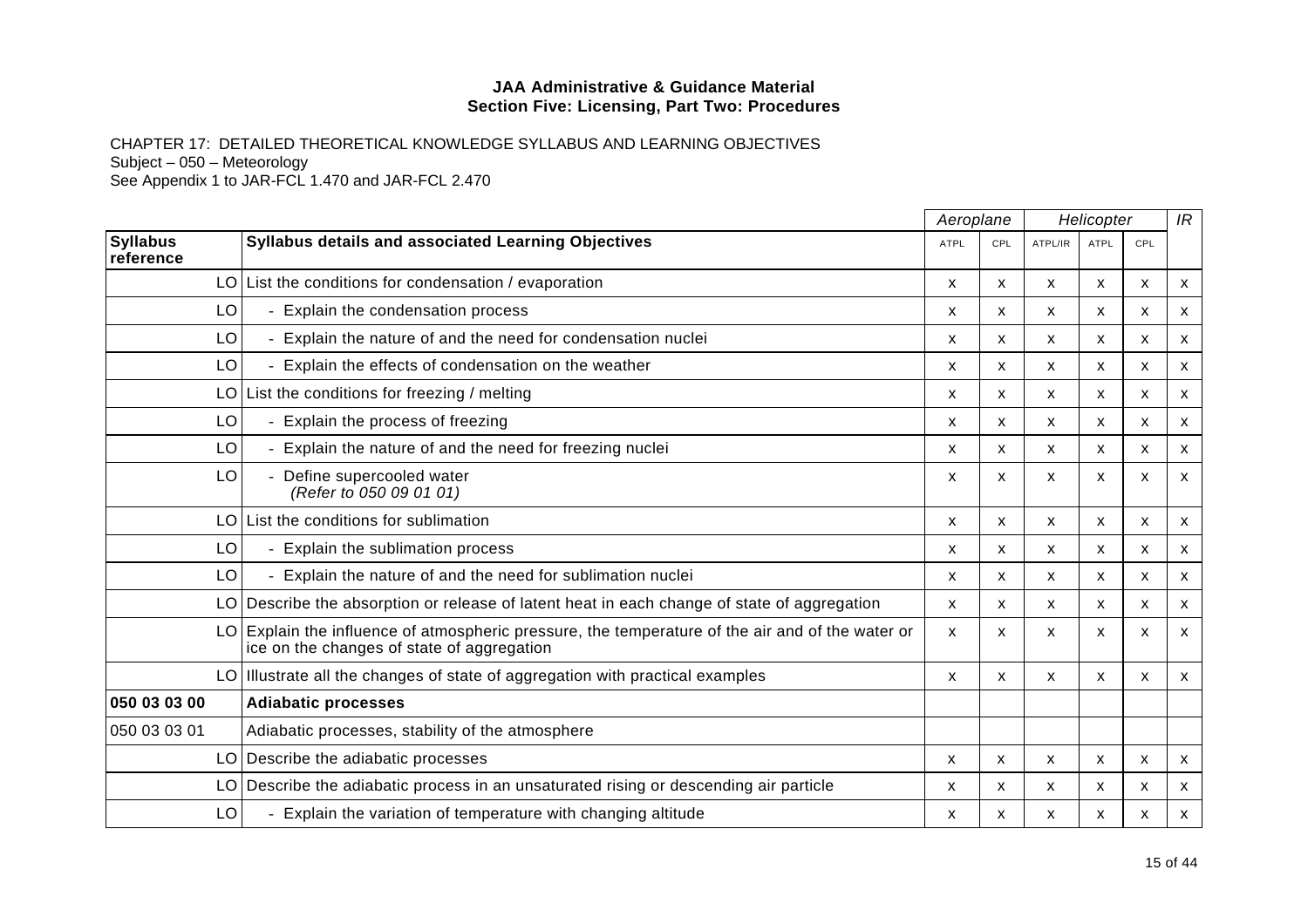**JAA Administrative & Guidance Material**
**Section Five: Licensing, Part Two: Procedures**

CHAPTER 17: DETAILED THEORETICAL KNOWLEDGE SYLLABUS AND LEARNING OBJECTIVES
Subject – 050 – Meteorology
See Appendix 1 to JAR-FCL 1.470 and JAR-FCL 2.470

| | | *Aeroplane* | | *Helicopter* | | | *IR* |
|---|---|---|---|---|---|---|---|
| **Syllabus reference** | **Syllabus details and associated Learning Objectives** | ATPL | CPL | ATPL/IR | ATPL | CPL | |
| LO | List the conditions for condensation / evaporation | x | x | x | x | x | x |
| LO | - Explain the condensation process | x | x | x | x | x | x |
| LO | - Explain the nature of and the need for condensation nuclei | x | x | x | x | x | x |
| LO | - Explain the effects of condensation on the weather | x | x | x | x | x | x |
| LO | List the conditions for freezing / melting | x | x | x | x | x | x |
| LO | - Explain the process of freezing | x | x | x | x | x | x |
| LO | - Explain the nature of and the need for freezing nuclei | x | x | x | x | x | x |
| LO | - Define supercooled water *(Refer to 050 09 01 01)* | x | x | x | x | x | x |
| LO | List the conditions for sublimation | x | x | x | x | x | x |
| LO | - Explain the sublimation process | x | x | x | x | x | x |
| LO | - Explain the nature of and the need for sublimation nuclei | x | x | x | x | x | x |
| LO | Describe the absorption or release of latent heat in each change of state of aggregation | x | x | x | x | x | x |
| LO | Explain the influence of atmospheric pressure, the temperature of the air and of the water or ice on the changes of state of aggregation | x | x | x | x | x | x |
| LO | Illustrate all the changes of state of aggregation with practical examples | x | x | x | x | x | x |
| **050 03 03 00** | **Adiabatic processes** | | | | | | |
| 050 03 03 01 | Adiabatic processes, stability of the atmosphere | | | | | | |
| LO | Describe the adiabatic processes | x | x | x | x | x | x |
| LO | Describe the adiabatic process in an unsaturated rising or descending air particle | x | x | x | x | x | x |
| LO | - Explain the variation of temperature with changing altitude | x | x | x | x | x | x |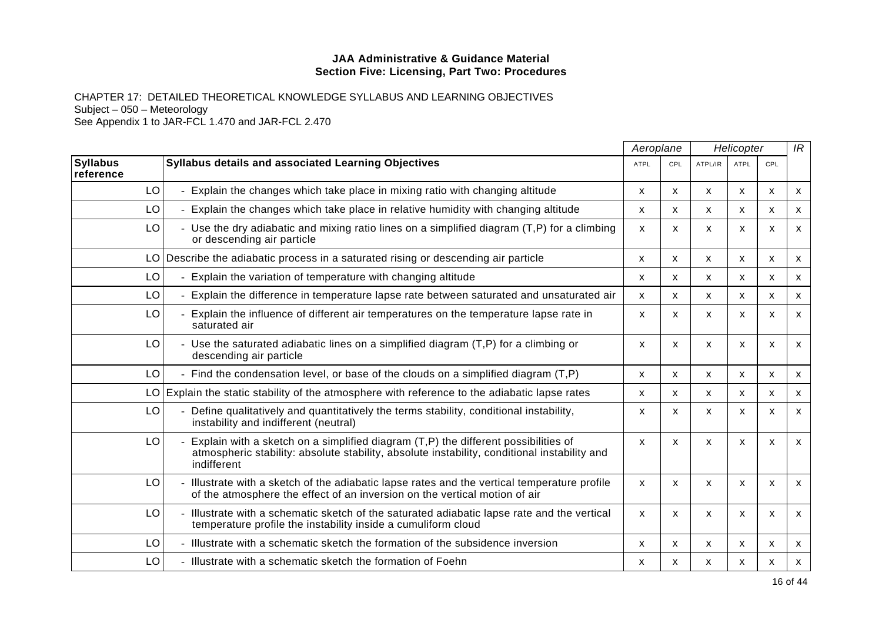**JAA Administrative & Guidance Material**
**Section Five: Licensing, Part Two: Procedures**

CHAPTER 17: DETAILED THEORETICAL KNOWLEDGE SYLLABUS AND LEARNING OBJECTIVES
Subject – 050 – Meteorology
See Appendix 1 to JAR-FCL 1.470 and JAR-FCL 2.470

| | | *Aeroplane* | | *Helicopter* | | | *IR* |
|---|---|---|---|---|---|---|---|
| **Syllabus reference** | **Syllabus details and associated Learning Objectives** | ATPL | CPL | ATPL/IR | ATPL | CPL | |
| LO | - Explain the changes which take place in mixing ratio with changing altitude | x | x | x | x | x | x |
| LO | - Explain the changes which take place in relative humidity with changing altitude | x | x | x | x | x | x |
| LO | - Use the dry adiabatic and mixing ratio lines on a simplified diagram (T,P) for a climbing or descending air particle | x | x | x | x | x | x |
| LO | Describe the adiabatic process in a saturated rising or descending air particle | x | x | x | x | x | x |
| LO | - Explain the variation of temperature with changing altitude | x | x | x | x | x | x |
| LO | - Explain the difference in temperature lapse rate between saturated and unsaturated air | x | x | x | x | x | x |
| LO | - Explain the influence of different air temperatures on the temperature lapse rate in saturated air | x | x | x | x | x | x |
| LO | - Use the saturated adiabatic lines on a simplified diagram (T,P) for a climbing or descending air particle | x | x | x | x | x | x |
| LO | - Find the condensation level, or base of the clouds on a simplified diagram (T,P) | x | x | x | x | x | x |
| LO | Explain the static stability of the atmosphere with reference to the adiabatic lapse rates | x | x | x | x | x | x |
| LO | - Define qualitatively and quantitatively the terms stability, conditional instability, instability and indifferent (neutral) | x | x | x | x | x | x |
| LO | - Explain with a sketch on a simplified diagram (T,P) the different possibilities of atmospheric stability: absolute stability, absolute instability, conditional instability and indifferent | x | x | x | x | x | x |
| LO | - Illustrate with a sketch of the adiabatic lapse rates and the vertical temperature profile of the atmosphere the effect of an inversion on the vertical motion of air | x | x | x | x | x | x |
| LO | - Illustrate with a schematic sketch of the saturated adiabatic lapse rate and the vertical temperature profile the instability inside a cumuliform cloud | x | x | x | x | x | x |
| LO | - Illustrate with a schematic sketch the formation of the subsidence inversion | x | x | x | x | x | x |
| LO | - Illustrate with a schematic sketch the formation of Foehn | x | x | x | x | x | x |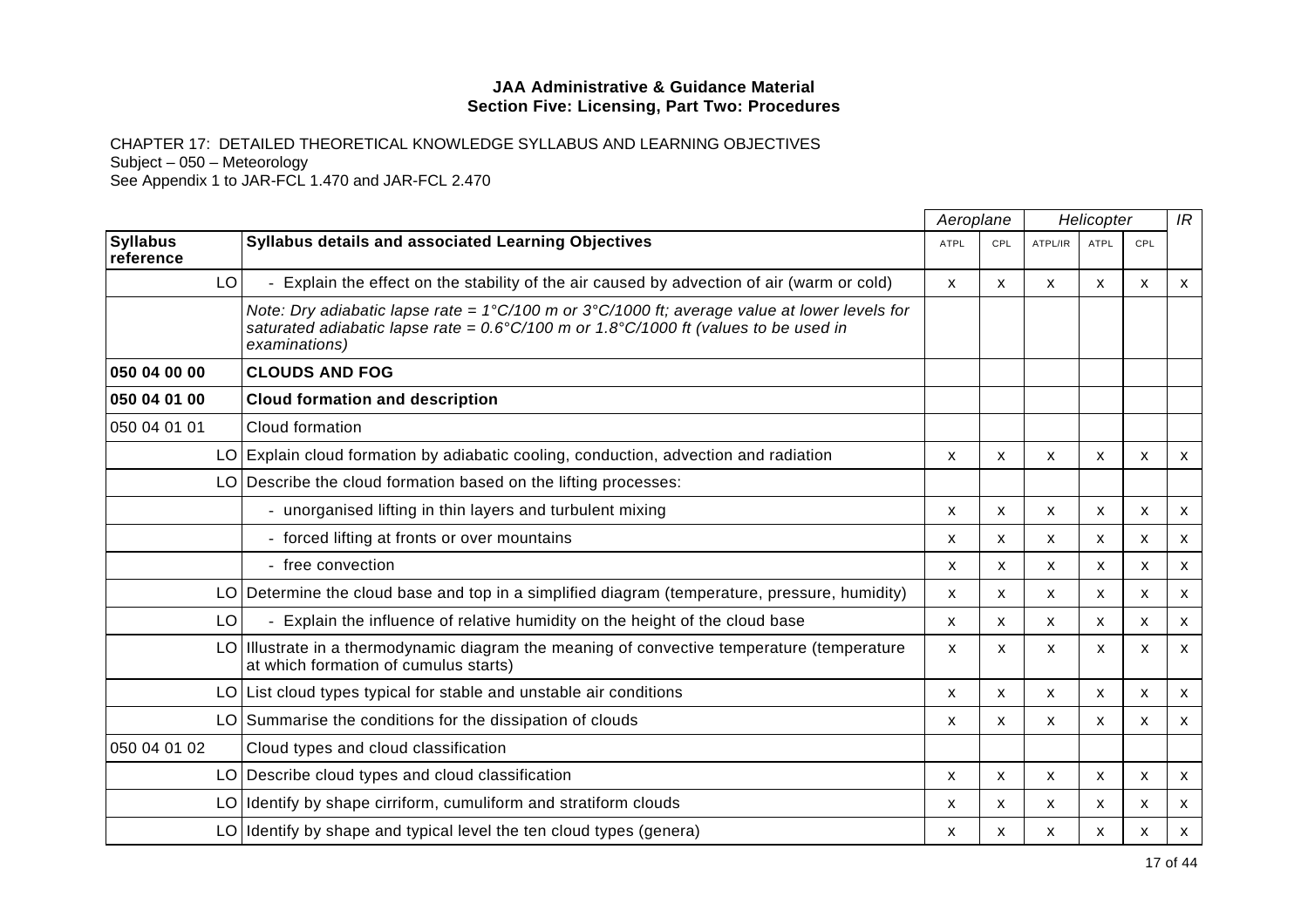**JAA Administrative & Guidance Material**
**Section Five: Licensing, Part Two: Procedures**

CHAPTER 17: DETAILED THEORETICAL KNOWLEDGE SYLLABUS AND LEARNING OBJECTIVES
Subject – 050 – Meteorology
See Appendix 1 to JAR-FCL 1.470 and JAR-FCL 2.470

| | | Aeroplane | | Helicopter | | | IR |
|---|---|---|---|---|---|---|---|
| **Syllabus reference** | **Syllabus details and associated Learning Objectives** | ATPL | CPL | ATPL/IR | ATPL | CPL | |
| LO | - Explain the effect on the stability of the air caused by advection of air (warm or cold) | x | x | x | x | x | x |
| | *Note: Dry adiabatic lapse rate = 1°C/100 m or 3°C/1000 ft; average value at lower levels for saturated adiabatic lapse rate = 0.6°C/100 m or 1.8°C/1000 ft (values to be used in examinations)* | | | | | | |
| **050 04 00 00** | **CLOUDS AND FOG** | | | | | | |
| **050 04 01 00** | **Cloud formation and description** | | | | | | |
| 050 04 01 01 | Cloud formation | | | | | | |
| LO | Explain cloud formation by adiabatic cooling, conduction, advection and radiation | x | x | x | x | x | x |
| LO | Describe the cloud formation based on the lifting processes: | | | | | | |
| | - unorganised lifting in thin layers and turbulent mixing | x | x | x | x | x | x |
| | - forced lifting at fronts or over mountains | x | x | x | x | x | x |
| | - free convection | x | x | x | x | x | x |
| LO | Determine the cloud base and top in a simplified diagram (temperature, pressure, humidity) | x | x | x | x | x | x |
| LO | - Explain the influence of relative humidity on the height of the cloud base | x | x | x | x | x | x |
| LO | Illustrate in a thermodynamic diagram the meaning of convective temperature (temperature at which formation of cumulus starts) | x | x | x | x | x | x |
| LO | List cloud types typical for stable and unstable air conditions | x | x | x | x | x | x |
| LO | Summarise the conditions for the dissipation of clouds | x | x | x | x | x | x |
| 050 04 01 02 | Cloud types and cloud classification | | | | | | |
| LO | Describe cloud types and cloud classification | x | x | x | x | x | x |
| LO | Identify by shape cirriform, cumuliform and stratiform clouds | x | x | x | x | x | x |
| LO | Identify by shape and typical level the ten cloud types (genera) | x | x | x | x | x | x |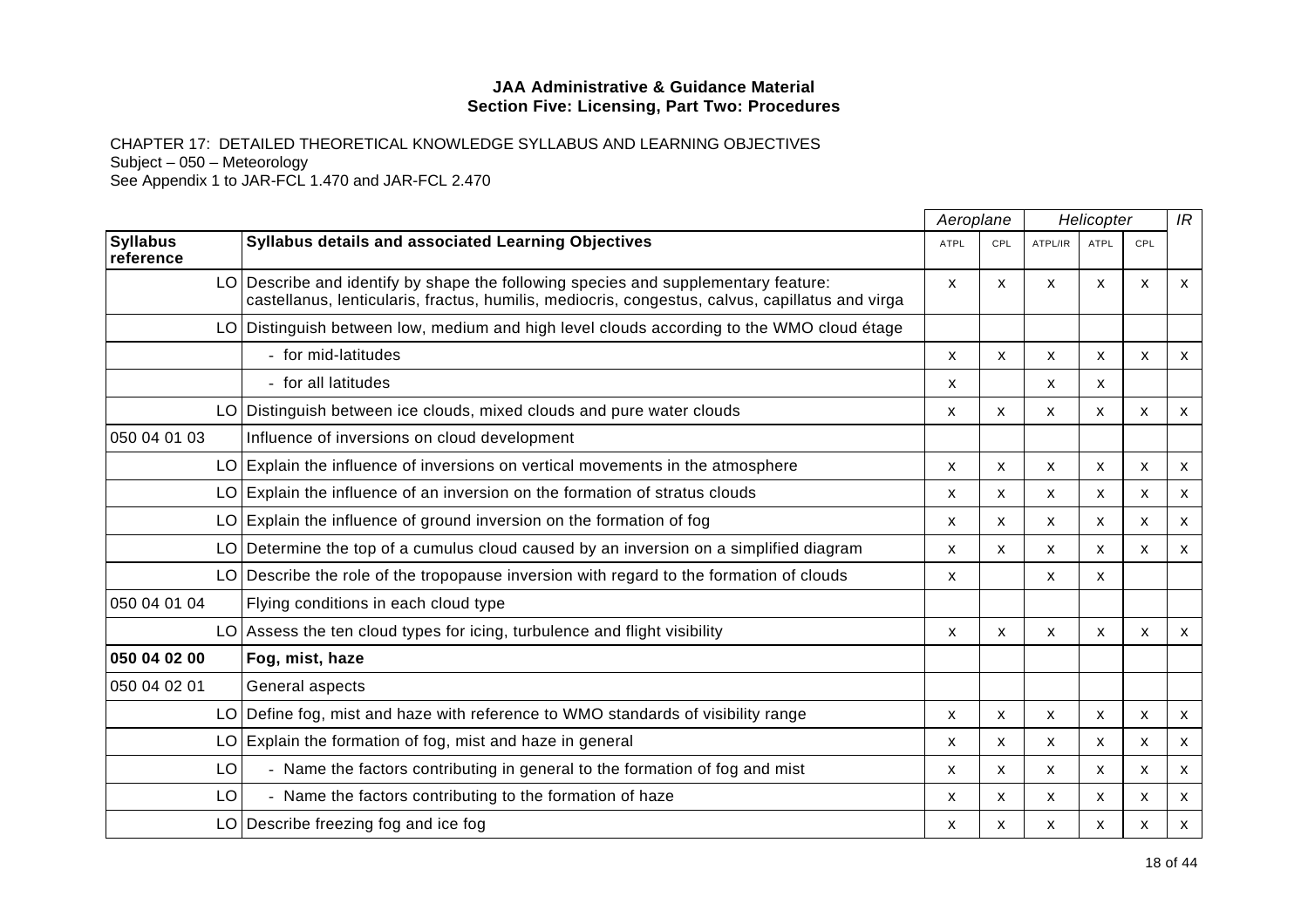**JAA Administrative & Guidance Material**
**Section Five: Licensing, Part Two: Procedures**

CHAPTER 17: DETAILED THEORETICAL KNOWLEDGE SYLLABUS AND LEARNING OBJECTIVES
Subject – 050 – Meteorology
See Appendix 1 to JAR-FCL 1.470 and JAR-FCL 2.470

| | | *Aeroplane* | | *Helicopter* | | | *IR* |
|---|---|---|---|---|---|---|---|
| **Syllabus reference** | **Syllabus details and associated Learning Objectives** | ATPL | CPL | ATPL/IR | ATPL | CPL | |
| LO | Describe and identify by shape the following species and supplementary feature: castellanus, lenticularis, fractus, humilis, mediocris, congestus, calvus, capillatus and virga | x | x | x | x | x | x |
| LO | Distinguish between low, medium and high level clouds according to the WMO cloud étage | | | | | | |
| | - for mid-latitudes | x | x | x | x | x | x |
| | - for all latitudes | x | | x | x | | |
| LO | Distinguish between ice clouds, mixed clouds and pure water clouds | x | x | x | x | x | x |
| 050 04 01 03 | Influence of inversions on cloud development | | | | | | |
| LO | Explain the influence of inversions on vertical movements in the atmosphere | x | x | x | x | x | x |
| LO | Explain the influence of an inversion on the formation of stratus clouds | x | x | x | x | x | x |
| LO | Explain the influence of ground inversion on the formation of fog | x | x | x | x | x | x |
| LO | Determine the top of a cumulus cloud caused by an inversion on a simplified diagram | x | x | x | x | x | x |
| LO | Describe the role of the tropopause inversion with regard to the formation of clouds | x | | x | x | | |
| 050 04 01 04 | Flying conditions in each cloud type | | | | | | |
| LO | Assess the ten cloud types for icing, turbulence and flight visibility | x | x | x | x | x | x |
| **050 04 02 00** | **Fog, mist, haze** | | | | | | |
| 050 04 02 01 | General aspects | | | | | | |
| LO | Define fog, mist and haze with reference to WMO standards of visibility range | x | x | x | x | x | x |
| LO | Explain the formation of fog, mist and haze in general | x | x | x | x | x | x |
| LO | - Name the factors contributing in general to the formation of fog and mist | x | x | x | x | x | x |
| LO | - Name the factors contributing to the formation of haze | x | x | x | x | x | x |
| LO | Describe freezing fog and ice fog | x | x | x | x | x | x |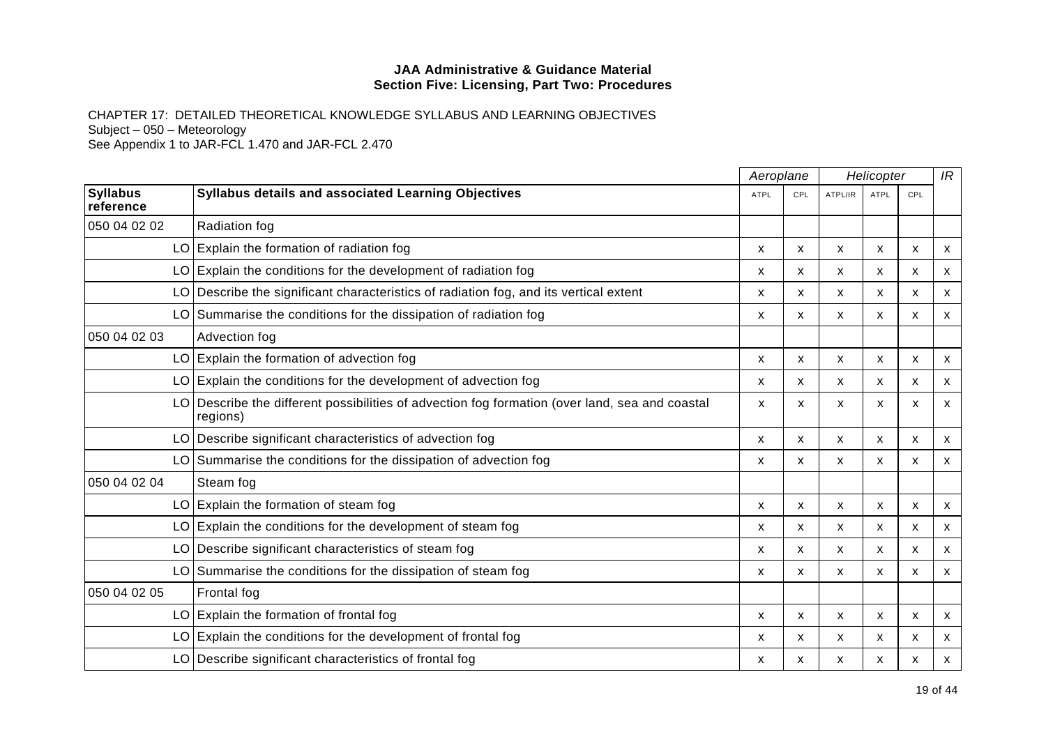**JAA Administrative & Guidance Material**
**Section Five: Licensing, Part Two: Procedures**

CHAPTER 17: DETAILED THEORETICAL KNOWLEDGE SYLLABUS AND LEARNING OBJECTIVES
Subject – 050 – Meteorology
See Appendix 1 to JAR-FCL 1.470 and JAR-FCL 2.470

| | | *Aeroplane* | | *Helicopter* | | | *IR* |
|---|---|---|---|---|---|---|---|
| **Syllabus reference** | **Syllabus details and associated Learning Objectives** | ATPL | CPL | ATPL/IR | ATPL | CPL | |
| 050 04 02 02 | Radiation fog | | | | | | |
| LO | Explain the formation of radiation fog | x | x | x | x | x | x |
| LO | Explain the conditions for the development of radiation fog | x | x | x | x | x | x |
| LO | Describe the significant characteristics of radiation fog, and its vertical extent | x | x | x | x | x | x |
| LO | Summarise the conditions for the dissipation of radiation fog | x | x | x | x | x | x |
| 050 04 02 03 | Advection fog | | | | | | |
| LO | Explain the formation of advection fog | x | x | x | x | x | x |
| LO | Explain the conditions for the development of advection fog | x | x | x | x | x | x |
| LO | Describe the different possibilities of advection fog formation (over land, sea and coastal regions) | x | x | x | x | x | x |
| LO | Describe significant characteristics of advection fog | x | x | x | x | x | x |
| LO | Summarise the conditions for the dissipation of advection fog | x | x | x | x | x | x |
| 050 04 02 04 | Steam fog | | | | | | |
| LO | Explain the formation of steam fog | x | x | x | x | x | x |
| LO | Explain the conditions for the development of steam fog | x | x | x | x | x | x |
| LO | Describe significant characteristics of steam fog | x | x | x | x | x | x |
| LO | Summarise the conditions for the dissipation of steam fog | x | x | x | x | x | x |
| 050 04 02 05 | Frontal fog | | | | | | |
| LO | Explain the formation of frontal fog | x | x | x | x | x | x |
| LO | Explain the conditions for the development of frontal fog | x | x | x | x | x | x |
| LO | Describe significant characteristics of frontal fog | x | x | x | x | x | x |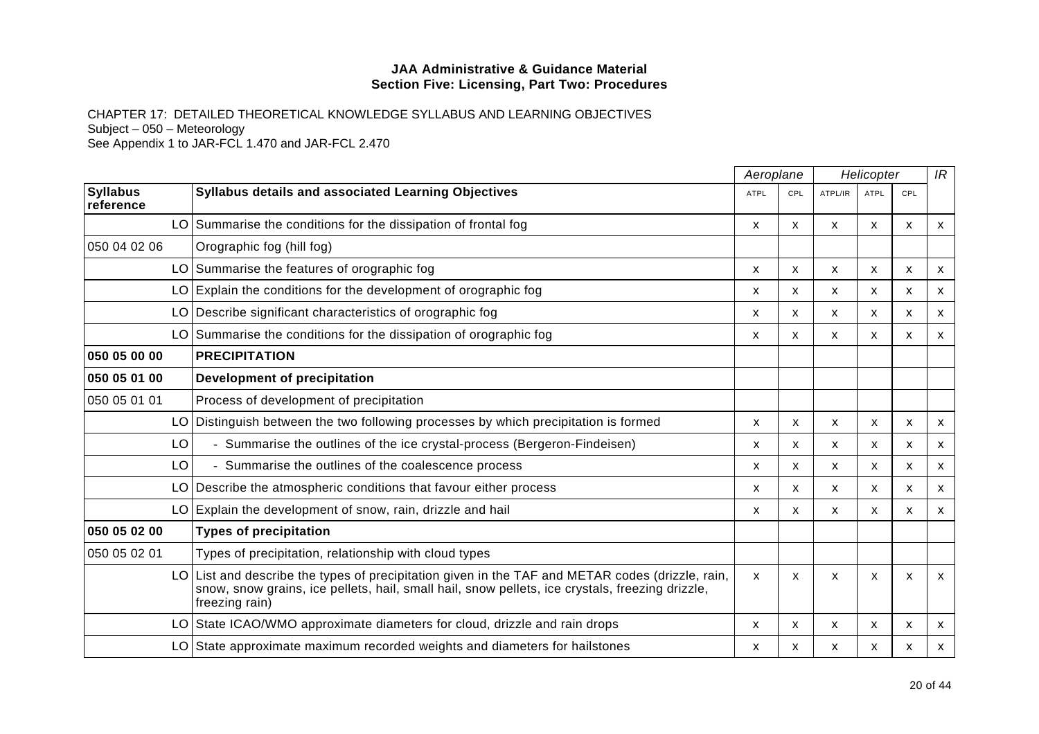**JAA Administrative & Guidance Material**
**Section Five: Licensing, Part Two: Procedures**

CHAPTER 17: DETAILED THEORETICAL KNOWLEDGE SYLLABUS AND LEARNING OBJECTIVES
Subject – 050 – Meteorology
See Appendix 1 to JAR-FCL 1.470 and JAR-FCL 2.470

| | | | *Aeroplane* | | *Helicopter* | | | *IR* |
|---|---|---|---|---|---|---|---|---|
| **Syllabus reference** | | **Syllabus details and associated Learning Objectives** | ATPL | CPL | ATPL/IR | ATPL | CPL | |
| | LO | Summarise the conditions for the dissipation of frontal fog | x | x | x | x | x | x |
| 050 04 02 06 | | Orographic fog (hill fog) | | | | | | |
| | LO | Summarise the features of orographic fog | x | x | x | x | x | x |
| | LO | Explain the conditions for the development of orographic fog | x | x | x | x | x | x |
| | LO | Describe significant characteristics of orographic fog | x | x | x | x | x | x |
| | LO | Summarise the conditions for the dissipation of orographic fog | x | x | x | x | x | x |
| **050 05 00 00** | | **PRECIPITATION** | | | | | | |
| **050 05 01 00** | | **Development of precipitation** | | | | | | |
| 050 05 01 01 | | Process of development of precipitation | | | | | | |
| | LO | Distinguish between the two following processes by which precipitation is formed | x | x | x | x | x | x |
| | LO | - Summarise the outlines of the ice crystal-process (Bergeron-Findeisen) | x | x | x | x | x | x |
| | LO | - Summarise the outlines of the coalescence process | x | x | x | x | x | x |
| | LO | Describe the atmospheric conditions that favour either process | x | x | x | x | x | x |
| | LO | Explain the development of snow, rain, drizzle and hail | x | x | x | x | x | x |
| **050 05 02 00** | | **Types of precipitation** | | | | | | |
| 050 05 02 01 | | Types of precipitation, relationship with cloud types | | | | | | |
| | LO | List and describe the types of precipitation given in the TAF and METAR codes (drizzle, rain, snow, snow grains, ice pellets, hail, small hail, snow pellets, ice crystals, freezing drizzle, freezing rain) | x | x | x | x | x | x |
| | LO | State ICAO/WMO approximate diameters for cloud, drizzle and rain drops | x | x | x | x | x | x |
| | LO | State approximate maximum recorded weights and diameters for hailstones | x | x | x | x | x | x |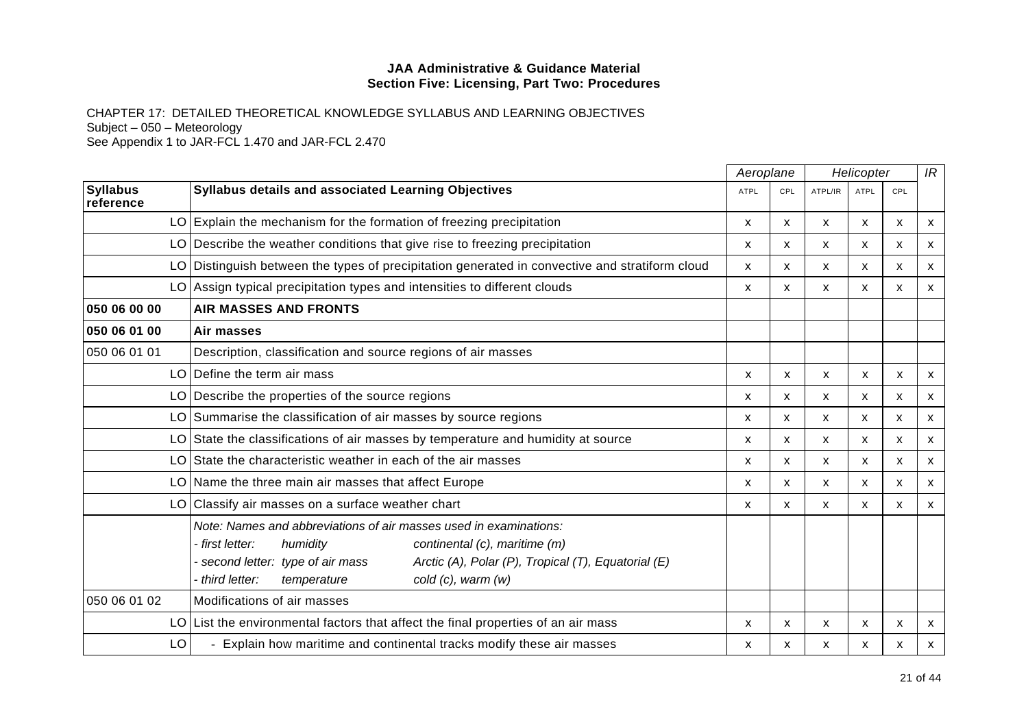**JAA Administrative & Guidance Material**
**Section Five: Licensing, Part Two: Procedures**

CHAPTER 17: DETAILED THEORETICAL KNOWLEDGE SYLLABUS AND LEARNING OBJECTIVES
Subject – 050 – Meteorology
See Appendix 1 to JAR-FCL 1.470 and JAR-FCL 2.470

| | | *Aeroplane* | | *Helicopter* | | | *IR* |
|---|---|---|---|---|---|---|---|
| **Syllabus reference** | **Syllabus details and associated Learning Objectives** | ATPL | CPL | ATPL/IR | ATPL | CPL | |
| LO | Explain the mechanism for the formation of freezing precipitation | x | x | x | x | x | x |
| LO | Describe the weather conditions that give rise to freezing precipitation | x | x | x | x | x | x |
| LO | Distinguish between the types of precipitation generated in convective and stratiform cloud | x | x | x | x | x | x |
| LO | Assign typical precipitation types and intensities to different clouds | x | x | x | x | x | x |
| **050 06 00 00** | **AIR MASSES AND FRONTS** | | | | | | |
| **050 06 01 00** | **Air masses** | | | | | | |
| 050 06 01 01 | Description, classification and source regions of air masses | | | | | | |
| LO | Define the term air mass | x | x | x | x | x | x |
| LO | Describe the properties of the source regions | x | x | x | x | x | x |
| LO | Summarise the classification of air masses by source regions | x | x | x | x | x | x |
| LO | State the classifications of air masses by temperature and humidity at source | x | x | x | x | x | x |
| LO | State the characteristic weather in each of the air masses | x | x | x | x | x | x |
| LO | Name the three main air masses that affect Europe | x | x | x | x | x | x |
| LO | Classify air masses on a surface weather chart | x | x | x | x | x | x |
| | *Note: Names and abbreviations of air masses used in examinations:*<br>*- first letter: humidity continental (c), maritime (m)*<br>*- second letter: type of air mass Arctic (A), Polar (P), Tropical (T), Equatorial (E)*<br>*- third letter: temperature cold (c), warm (w)* | | | | | | |
| 050 06 01 02 | Modifications of air masses | | | | | | |
| LO | List the environmental factors that affect the final properties of an air mass | x | x | x | x | x | x |
| LO | - Explain how maritime and continental tracks modify these air masses | x | x | x | x | x | x |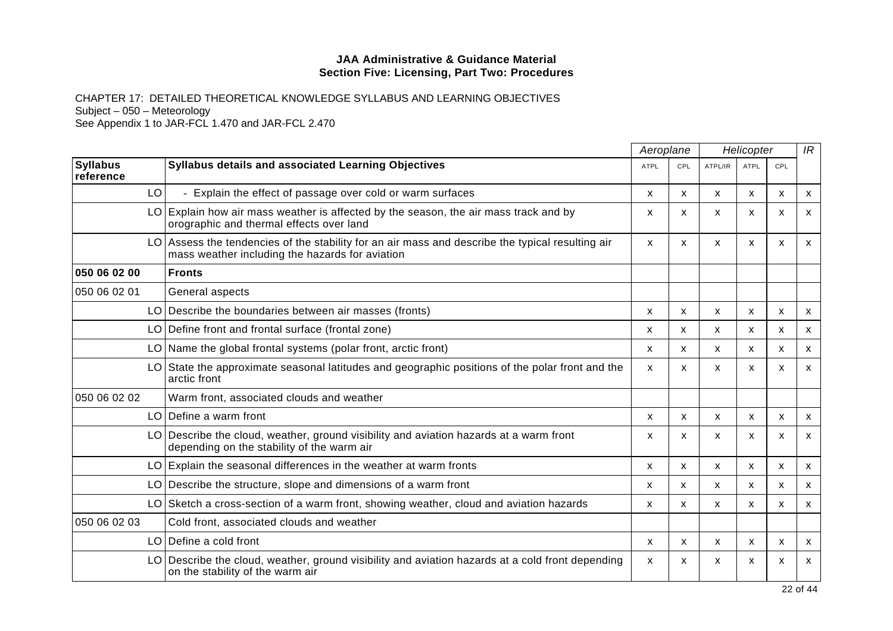**JAA Administrative & Guidance Material**
**Section Five: Licensing, Part Two: Procedures**

CHAPTER 17: DETAILED THEORETICAL KNOWLEDGE SYLLABUS AND LEARNING OBJECTIVES
Subject – 050 – Meteorology
See Appendix 1 to JAR-FCL 1.470 and JAR-FCL 2.470

| | | | *Aeroplane* | | *Helicopter* | | | *IR* |
|---|---|---|---|---|---|---|---|---|
| **Syllabus reference** | | **Syllabus details and associated Learning Objectives** | ATPL | CPL | ATPL/IR | ATPL | CPL | |
| | LO | - Explain the effect of passage over cold or warm surfaces | x | x | x | x | x | x |
| | LO | Explain how air mass weather is affected by the season, the air mass track and by orographic and thermal effects over land | x | x | x | x | x | x |
| | LO | Assess the tendencies of the stability for an air mass and describe the typical resulting air mass weather including the hazards for aviation | x | x | x | x | x | x |
| **050 06 02 00** | | **Fronts** | | | | | | |
| 050 06 02 01 | | General aspects | | | | | | |
| | LO | Describe the boundaries between air masses (fronts) | x | x | x | x | x | x |
| | LO | Define front and frontal surface (frontal zone) | x | x | x | x | x | x |
| | LO | Name the global frontal systems (polar front, arctic front) | x | x | x | x | x | x |
| | LO | State the approximate seasonal latitudes and geographic positions of the polar front and the arctic front | x | x | x | x | x | x |
| 050 06 02 02 | | Warm front, associated clouds and weather | | | | | | |
| | LO | Define a warm front | x | x | x | x | x | x |
| | LO | Describe the cloud, weather, ground visibility and aviation hazards at a warm front depending on the stability of the warm air | x | x | x | x | x | x |
| | LO | Explain the seasonal differences in the weather at warm fronts | x | x | x | x | x | x |
| | LO | Describe the structure, slope and dimensions of a warm front | x | x | x | x | x | x |
| | LO | Sketch a cross-section of a warm front, showing weather, cloud and aviation hazards | x | x | x | x | x | x |
| 050 06 02 03 | | Cold front, associated clouds and weather | | | | | | |
| | LO | Define a cold front | x | x | x | x | x | x |
| | LO | Describe the cloud, weather, ground visibility and aviation hazards at a cold front depending on the stability of the warm air | x | x | x | x | x | x |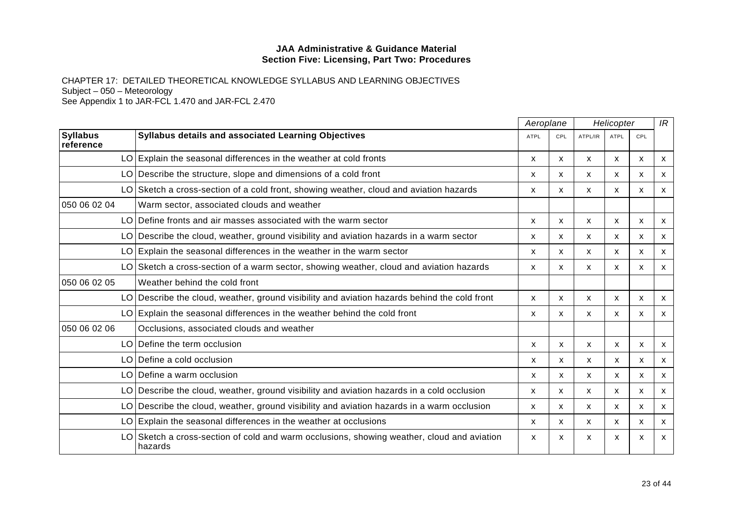**JAA Administrative & Guidance Material**
**Section Five: Licensing, Part Two: Procedures**

CHAPTER 17: DETAILED THEORETICAL KNOWLEDGE SYLLABUS AND LEARNING OBJECTIVES
Subject – 050 – Meteorology
See Appendix 1 to JAR-FCL 1.470 and JAR-FCL 2.470

| | | *Aeroplane* | | *Helicopter* | | | *IR* |
|---|---|---|---|---|---|---|---|
| **Syllabus reference** | **Syllabus details and associated Learning Objectives** | ATPL | CPL | ATPL/IR | ATPL | CPL | |
| LO | Explain the seasonal differences in the weather at cold fronts | x | x | x | x | x | x |
| LO | Describe the structure, slope and dimensions of a cold front | x | x | x | x | x | x |
| LO | Sketch a cross-section of a cold front, showing weather, cloud and aviation hazards | x | x | x | x | x | x |
| 050 06 02 04 | Warm sector, associated clouds and weather | | | | | | |
| LO | Define fronts and air masses associated with the warm sector | x | x | x | x | x | x |
| LO | Describe the cloud, weather, ground visibility and aviation hazards in a warm sector | x | x | x | x | x | x |
| LO | Explain the seasonal differences in the weather in the warm sector | x | x | x | x | x | x |
| LO | Sketch a cross-section of a warm sector, showing weather, cloud and aviation hazards | x | x | x | x | x | x |
| 050 06 02 05 | Weather behind the cold front | | | | | | |
| LO | Describe the cloud, weather, ground visibility and aviation hazards behind the cold front | x | x | x | x | x | x |
| LO | Explain the seasonal differences in the weather behind the cold front | x | x | x | x | x | x |
| 050 06 02 06 | Occlusions, associated clouds and weather | | | | | | |
| LO | Define the term occlusion | x | x | x | x | x | x |
| LO | Define a cold occlusion | x | x | x | x | x | x |
| LO | Define a warm occlusion | x | x | x | x | x | x |
| LO | Describe the cloud, weather, ground visibility and aviation hazards in a cold occlusion | x | x | x | x | x | x |
| LO | Describe the cloud, weather, ground visibility and aviation hazards in a warm occlusion | x | x | x | x | x | x |
| LO | Explain the seasonal differences in the weather at occlusions | x | x | x | x | x | x |
| LO | Sketch a cross-section of cold and warm occlusions, showing weather, cloud and aviation hazards | x | x | x | x | x | x |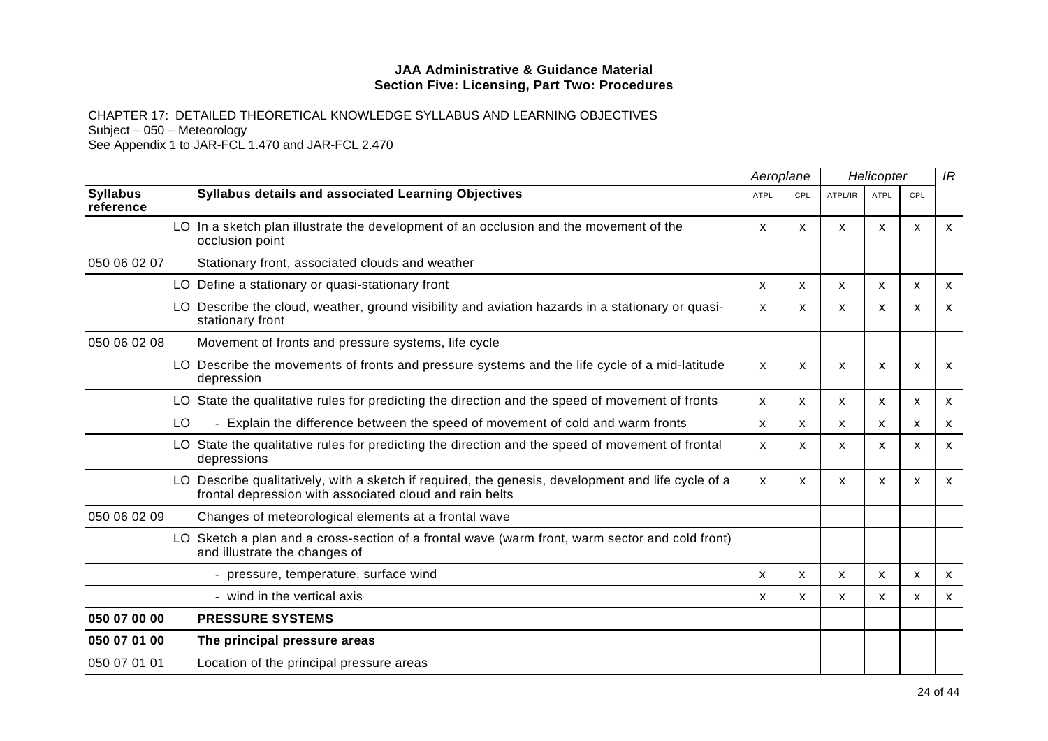**JAA Administrative & Guidance Material**
**Section Five: Licensing, Part Two: Procedures**

CHAPTER 17: DETAILED THEORETICAL KNOWLEDGE SYLLABUS AND LEARNING OBJECTIVES
Subject – 050 – Meteorology
See Appendix 1 to JAR-FCL 1.470 and JAR-FCL 2.470

| | | | *Aeroplane* | | *Helicopter* | | | *IR* |
|---|---|---|---|---|---|---|---|---|
| **Syllabus reference** | | **Syllabus details and associated Learning Objectives** | ATPL | CPL | ATPL/IR | ATPL | CPL | |
| | LO | In a sketch plan illustrate the development of an occlusion and the movement of the occlusion point | x | x | x | x | x | x |
| 050 06 02 07 | | Stationary front, associated clouds and weather | | | | | | |
| | LO | Define a stationary or quasi-stationary front | x | x | x | x | x | x |
| | LO | Describe the cloud, weather, ground visibility and aviation hazards in a stationary or quasi-stationary front | x | x | x | x | x | x |
| 050 06 02 08 | | Movement of fronts and pressure systems, life cycle | | | | | | |
| | LO | Describe the movements of fronts and pressure systems and the life cycle of a mid-latitude depression | x | x | x | x | x | x |
| | LO | State the qualitative rules for predicting the direction and the speed of movement of fronts | x | x | x | x | x | x |
| | LO | - Explain the difference between the speed of movement of cold and warm fronts | x | x | x | x | x | x |
| | LO | State the qualitative rules for predicting the direction and the speed of movement of frontal depressions | x | x | x | x | x | x |
| | LO | Describe qualitatively, with a sketch if required, the genesis, development and life cycle of a frontal depression with associated cloud and rain belts | x | x | x | x | x | x |
| 050 06 02 09 | | Changes of meteorological elements at a frontal wave | | | | | | |
| | LO | Sketch a plan and a cross-section of a frontal wave (warm front, warm sector and cold front) and illustrate the changes of | | | | | | |
| | | - pressure, temperature, surface wind | x | x | x | x | x | x |
| | | - wind in the vertical axis | x | x | x | x | x | x |
| **050 07 00 00** | | **PRESSURE SYSTEMS** | | | | | | |
| **050 07 01 00** | | **The principal pressure areas** | | | | | | |
| 050 07 01 01 | | Location of the principal pressure areas | | | | | | |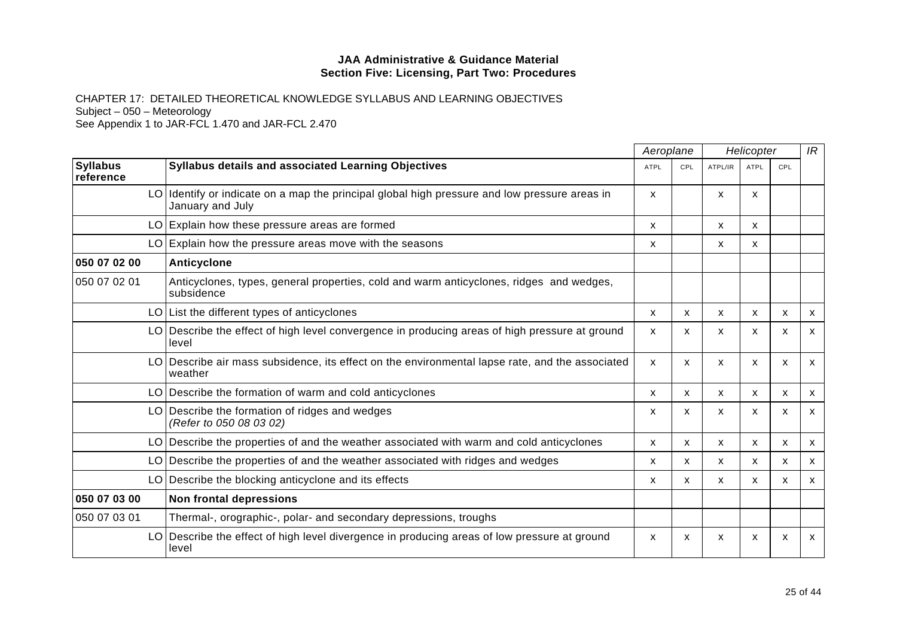**JAA Administrative & Guidance Material**
**Section Five: Licensing, Part Two: Procedures**

CHAPTER 17: DETAILED THEORETICAL KNOWLEDGE SYLLABUS AND LEARNING OBJECTIVES
Subject – 050 – Meteorology
See Appendix 1 to JAR-FCL 1.470 and JAR-FCL 2.470

| | | | *Aeroplane* | | *Helicopter* | | | *IR* |
|---|---|---|---|---|---|---|---|---|
| **Syllabus reference** | | **Syllabus details and associated Learning Objectives** | ATPL | CPL | ATPL/IR | ATPL | CPL | |
| | LO | Identify or indicate on a map the principal global high pressure and low pressure areas in January and July | x | | x | x | | |
| | LO | Explain how these pressure areas are formed | x | | x | x | | |
| | LO | Explain how the pressure areas move with the seasons | x | | x | x | | |
| **050 07 02 00** | | **Anticyclone** | | | | | | |
| 050 07 02 01 | | Anticyclones, types, general properties, cold and warm anticyclones, ridges and wedges, subsidence | | | | | | |
| | LO | List the different types of anticyclones | x | x | x | x | x | x |
| | LO | Describe the effect of high level convergence in producing areas of high pressure at ground level | x | x | x | x | x | x |
| | LO | Describe air mass subsidence, its effect on the environmental lapse rate, and the associated weather | x | x | x | x | x | x |
| | LO | Describe the formation of warm and cold anticyclones | x | x | x | x | x | x |
| | LO | Describe the formation of ridges and wedges *(Refer to 050 08 03 02)* | x | x | x | x | x | x |
| | LO | Describe the properties of and the weather associated with warm and cold anticyclones | x | x | x | x | x | x |
| | LO | Describe the properties of and the weather associated with ridges and wedges | x | x | x | x | x | x |
| | LO | Describe the blocking anticyclone and its effects | x | x | x | x | x | x |
| **050 07 03 00** | | **Non frontal depressions** | | | | | | |
| 050 07 03 01 | | Thermal-, orographic-, polar- and secondary depressions, troughs | | | | | | |
| | LO | Describe the effect of high level divergence in producing areas of low pressure at ground level | x | x | x | x | x | x |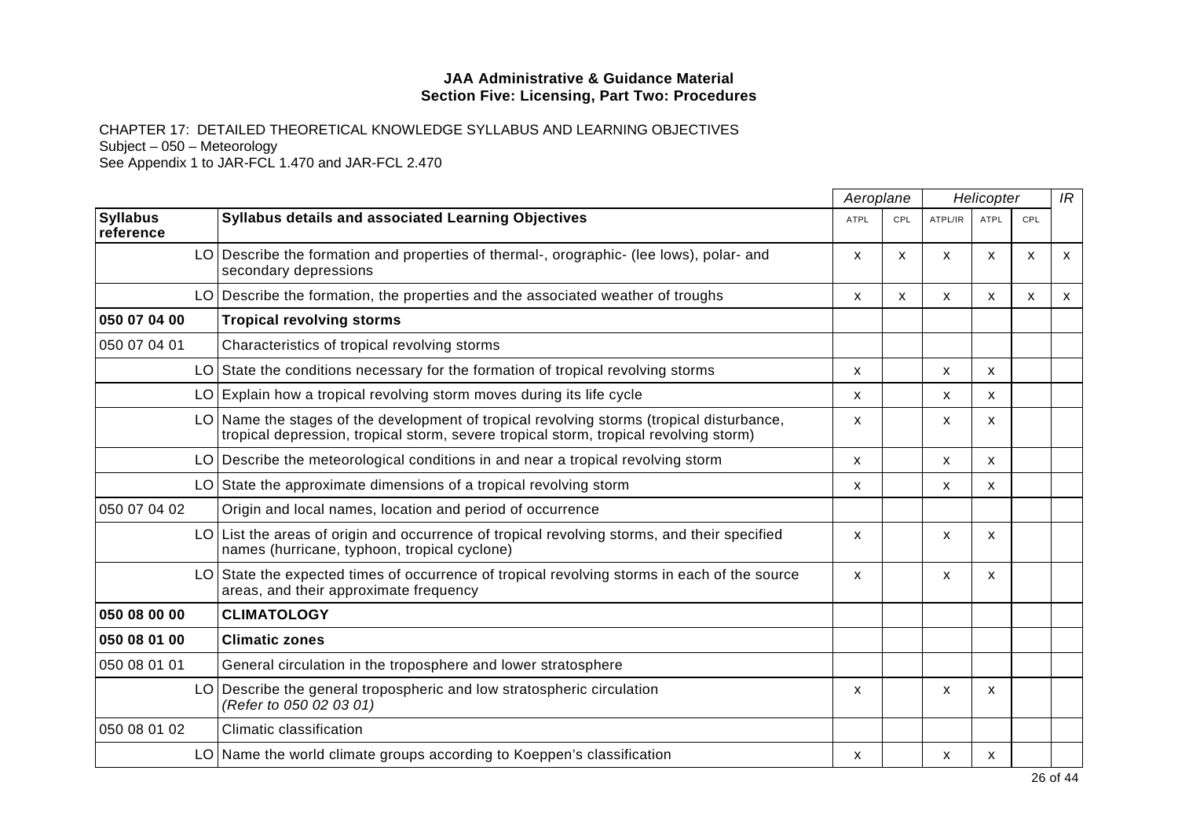**JAA Administrative & Guidance Material**
**Section Five: Licensing, Part Two: Procedures**

CHAPTER 17: DETAILED THEORETICAL KNOWLEDGE SYLLABUS AND LEARNING OBJECTIVES
Subject – 050 – Meteorology
See Appendix 1 to JAR-FCL 1.470 and JAR-FCL 2.470

| | | | *Aeroplane* | | *Helicopter* | | | *IR* |
|---|---|---|---|---|---|---|---|---|
| **Syllabus reference** | | **Syllabus details and associated Learning Objectives** | ATPL | CPL | ATPL/IR | ATPL | CPL | |
| | LO | Describe the formation and properties of thermal-, orographic- (lee lows), polar- and secondary depressions | x | x | x | x | x | x |
| | LO | Describe the formation, the properties and the associated weather of troughs | x | x | x | x | x | x |
| **050 07 04 00** | | **Tropical revolving storms** | | | | | | |
| 050 07 04 01 | | Characteristics of tropical revolving storms | | | | | | |
| | LO | State the conditions necessary for the formation of tropical revolving storms | x | | x | x | | |
| | LO | Explain how a tropical revolving storm moves during its life cycle | x | | x | x | | |
| | LO | Name the stages of the development of tropical revolving storms (tropical disturbance, tropical depression, tropical storm, severe tropical storm, tropical revolving storm) | x | | x | x | | |
| | LO | Describe the meteorological conditions in and near a tropical revolving storm | x | | x | x | | |
| | LO | State the approximate dimensions of a tropical revolving storm | x | | x | x | | |
| 050 07 04 02 | | Origin and local names, location and period of occurrence | | | | | | |
| | LO | List the areas of origin and occurrence of tropical revolving storms, and their specified names (hurricane, typhoon, tropical cyclone) | x | | x | x | | |
| | LO | State the expected times of occurrence of tropical revolving storms in each of the source areas, and their approximate frequency | x | | x | x | | |
| **050 08 00 00** | | **CLIMATOLOGY** | | | | | | |
| **050 08 01 00** | | **Climatic zones** | | | | | | |
| 050 08 01 01 | | General circulation in the troposphere and lower stratosphere | | | | | | |
| | LO | Describe the general tropospheric and low stratospheric circulation *(Refer to 050 02 03 01)* | x | | x | x | | |
| 050 08 01 02 | | Climatic classification | | | | | | |
| | LO | Name the world climate groups according to Koeppen's classification | x | | x | x | | |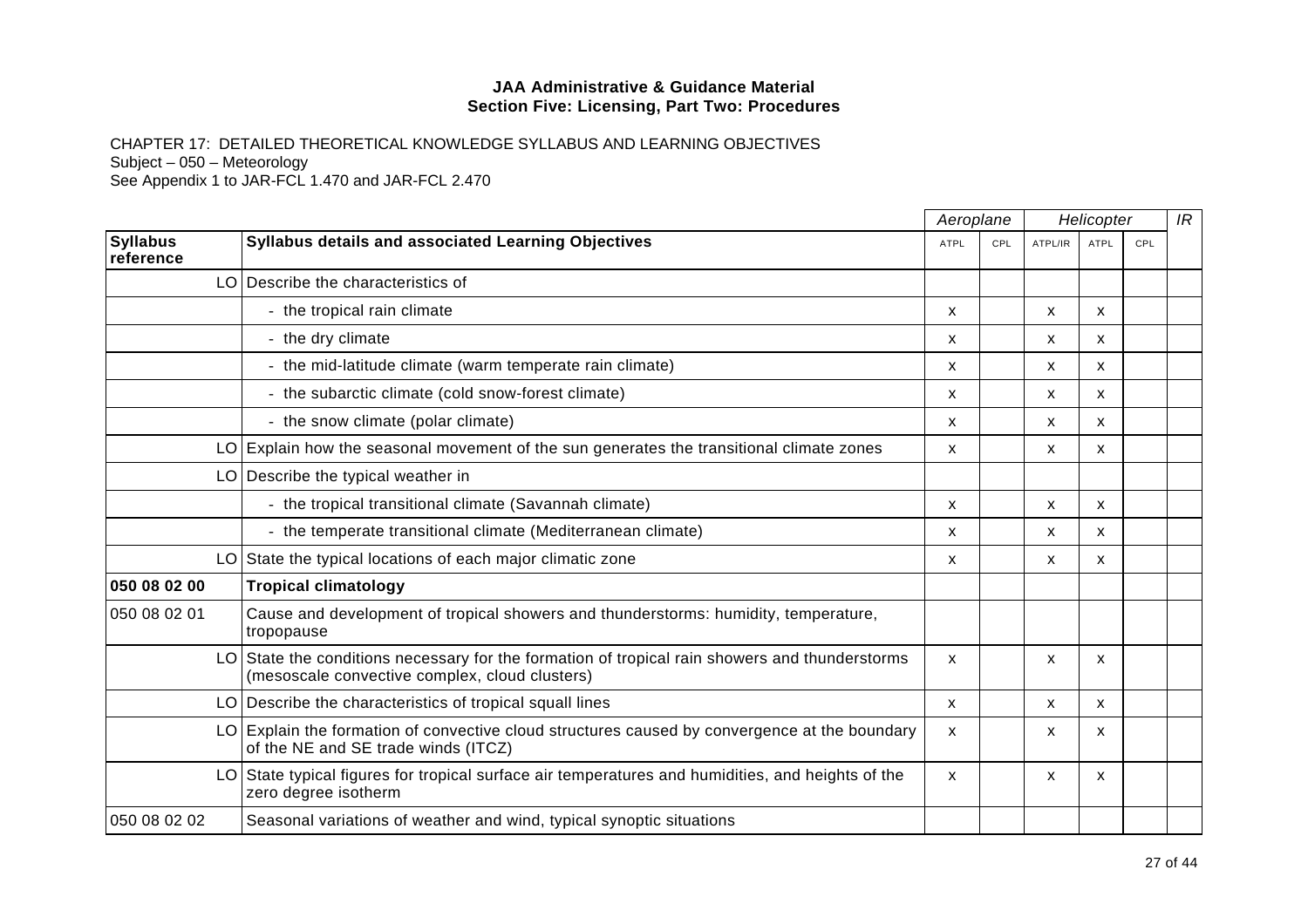**JAA Administrative & Guidance Material**
**Section Five: Licensing, Part Two: Procedures**

CHAPTER 17: DETAILED THEORETICAL KNOWLEDGE SYLLABUS AND LEARNING OBJECTIVES
Subject – 050 – Meteorology
See Appendix 1 to JAR-FCL 1.470 and JAR-FCL 2.470

| | | *Aeroplane* | | *Helicopter* | | | *IR* |
|---|---|---|---|---|---|---|---|
| **Syllabus reference** | **Syllabus details and associated Learning Objectives** | ATPL | CPL | ATPL/IR | ATPL | CPL | |
| LO | Describe the characteristics of | | | | | | |
| | - the tropical rain climate | x | | x | x | | |
| | - the dry climate | x | | x | x | | |
| | - the mid-latitude climate (warm temperate rain climate) | x | | x | x | | |
| | - the subarctic climate (cold snow-forest climate) | x | | x | x | | |
| | - the snow climate (polar climate) | x | | x | x | | |
| LO | Explain how the seasonal movement of the sun generates the transitional climate zones | x | | x | x | | |
| LO | Describe the typical weather in | | | | | | |
| | - the tropical transitional climate (Savannah climate) | x | | x | x | | |
| | - the temperate transitional climate (Mediterranean climate) | x | | x | x | | |
| LO | State the typical locations of each major climatic zone | x | | x | x | | |
| **050 08 02 00** | **Tropical climatology** | | | | | | |
| 050 08 02 01 | Cause and development of tropical showers and thunderstorms: humidity, temperature, tropopause | | | | | | |
| LO | State the conditions necessary for the formation of tropical rain showers and thunderstorms (mesoscale convective complex, cloud clusters) | x | | x | x | | |
| LO | Describe the characteristics of tropical squall lines | x | | x | x | | |
| LO | Explain the formation of convective cloud structures caused by convergence at the boundary of the NE and SE trade winds (ITCZ) | x | | x | x | | |
| LO | State typical figures for tropical surface air temperatures and humidities, and heights of the zero degree isotherm | x | | x | x | | |
| 050 08 02 02 | Seasonal variations of weather and wind, typical synoptic situations | | | | | | |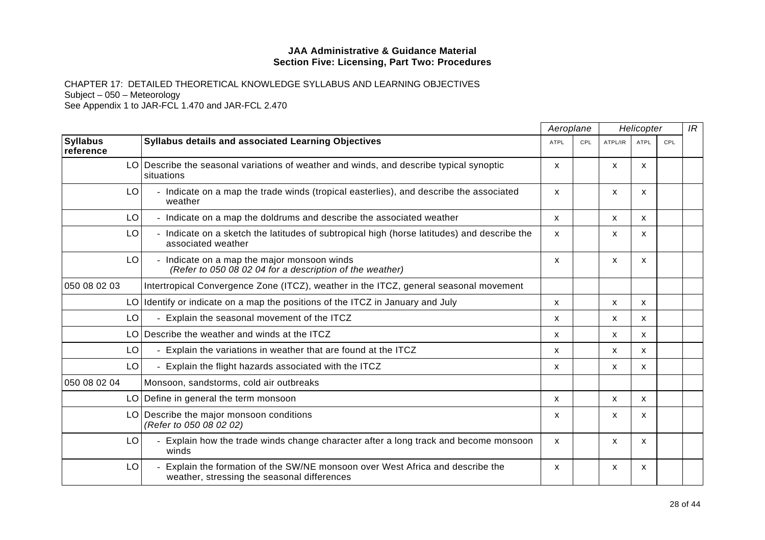**JAA Administrative & Guidance Material**
**Section Five: Licensing, Part Two: Procedures**

CHAPTER 17: DETAILED THEORETICAL KNOWLEDGE SYLLABUS AND LEARNING OBJECTIVES
Subject – 050 – Meteorology
See Appendix 1 to JAR-FCL 1.470 and JAR-FCL 2.470

| | | *Aeroplane* | | *Helicopter* | | | *IR* |
|---|---|---|---|---|---|---|---|
| **Syllabus reference** | **Syllabus details and associated Learning Objectives** | ATPL | CPL | ATPL/IR | ATPL | CPL | |
| LO | Describe the seasonal variations of weather and winds, and describe typical synoptic situations | x | | x | x | | |
| LO | - Indicate on a map the trade winds (tropical easterlies), and describe the associated weather | x | | x | x | | |
| LO | - Indicate on a map the doldrums and describe the associated weather | x | | x | x | | |
| LO | - Indicate on a sketch the latitudes of subtropical high (horse latitudes) and describe the associated weather | x | | x | x | | |
| LO | - Indicate on a map the major monsoon winds *(Refer to 050 08 02 04 for a description of the weather)* | x | | x | x | | |
| 050 08 02 03 | Intertropical Convergence Zone (ITCZ), weather in the ITCZ, general seasonal movement | | | | | | |
| LO | Identify or indicate on a map the positions of the ITCZ in January and July | x | | x | x | | |
| LO | - Explain the seasonal movement of the ITCZ | x | | x | x | | |
| LO | Describe the weather and winds at the ITCZ | x | | x | x | | |
| LO | - Explain the variations in weather that are found at the ITCZ | x | | x | x | | |
| LO | - Explain the flight hazards associated with the ITCZ | x | | x | x | | |
| 050 08 02 04 | Monsoon, sandstorms, cold air outbreaks | | | | | | |
| LO | Define in general the term monsoon | x | | x | x | | |
| LO | Describe the major monsoon conditions *(Refer to 050 08 02 02)* | x | | x | x | | |
| LO | - Explain how the trade winds change character after a long track and become monsoon winds | x | | x | x | | |
| LO | - Explain the formation of the SW/NE monsoon over West Africa and describe the weather, stressing the seasonal differences | x | | x | x | | |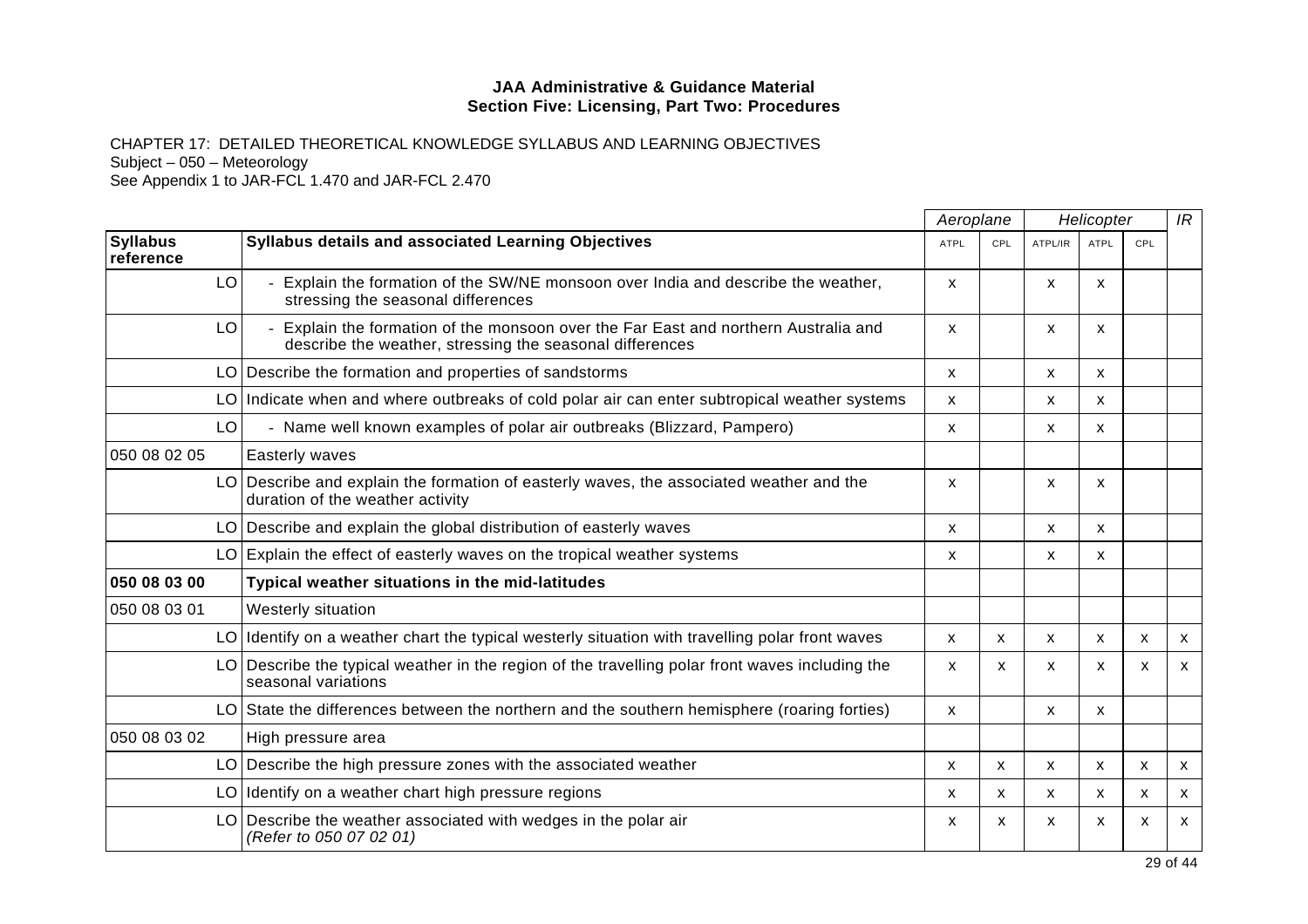**JAA Administrative & Guidance Material**
**Section Five: Licensing, Part Two: Procedures**

CHAPTER 17: DETAILED THEORETICAL KNOWLEDGE SYLLABUS AND LEARNING OBJECTIVES
Subject – 050 – Meteorology
See Appendix 1 to JAR-FCL 1.470 and JAR-FCL 2.470

| | | Aeroplane | | Helicopter | | | IR |
|---|---|---|---|---|---|---|---|
| **Syllabus reference** | **Syllabus details and associated Learning Objectives** | ATPL | CPL | ATPL/IR | ATPL | CPL | |
| LO | - Explain the formation of the SW/NE monsoon over India and describe the weather, stressing the seasonal differences | x | | x | x | | |
| LO | - Explain the formation of the monsoon over the Far East and northern Australia and describe the weather, stressing the seasonal differences | x | | x | x | | |
| LO | Describe the formation and properties of sandstorms | x | | x | x | | |
| LO | Indicate when and where outbreaks of cold polar air can enter subtropical weather systems | x | | x | x | | |
| LO | - Name well known examples of polar air outbreaks (Blizzard, Pampero) | x | | x | x | | |
| 050 08 02 05 | Easterly waves | | | | | | |
| LO | Describe and explain the formation of easterly waves, the associated weather and the duration of the weather activity | x | | x | x | | |
| LO | Describe and explain the global distribution of easterly waves | x | | x | x | | |
| LO | Explain the effect of easterly waves on the tropical weather systems | x | | x | x | | |
| **050 08 03 00** | **Typical weather situations in the mid-latitudes** | | | | | | |
| 050 08 03 01 | Westerly situation | | | | | | |
| LO | Identify on a weather chart the typical westerly situation with travelling polar front waves | x | x | x | x | x | x |
| LO | Describe the typical weather in the region of the travelling polar front waves including the seasonal variations | x | x | x | x | x | x |
| LO | State the differences between the northern and the southern hemisphere (roaring forties) | x | | x | x | | |
| 050 08 03 02 | High pressure area | | | | | | |
| LO | Describe the high pressure zones with the associated weather | x | x | x | x | x | x |
| LO | Identify on a weather chart high pressure regions | x | x | x | x | x | x |
| LO | Describe the weather associated with wedges in the polar air *(Refer to 050 07 02 01)* | x | x | x | x | x | x |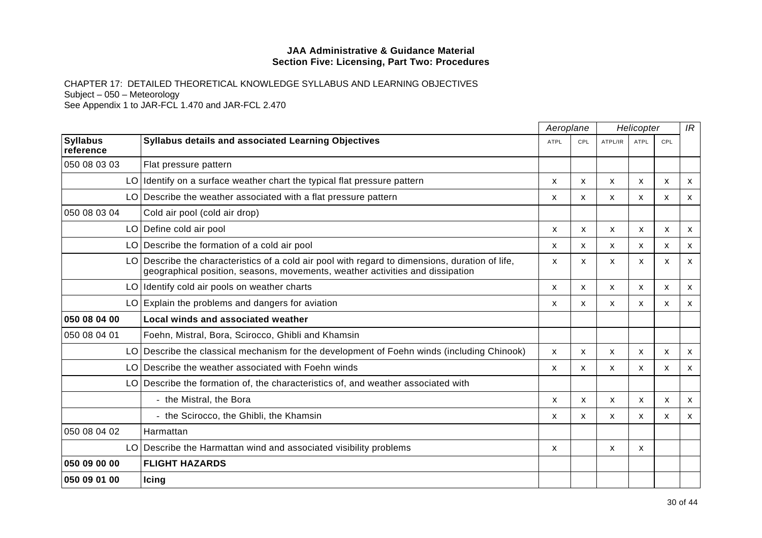**JAA Administrative & Guidance Material**
**Section Five: Licensing, Part Two: Procedures**

CHAPTER 17: DETAILED THEORETICAL KNOWLEDGE SYLLABUS AND LEARNING OBJECTIVES
Subject – 050 – Meteorology
See Appendix 1 to JAR-FCL 1.470 and JAR-FCL 2.470

| | | | *Aeroplane* | | *Helicopter* | | | *IR* |
|---|---|---|---|---|---|---|---|---|
| **Syllabus reference** | | **Syllabus details and associated Learning Objectives** | ATPL | CPL | ATPL/IR | ATPL | CPL | |
| 050 08 03 03 | | Flat pressure pattern | | | | | | |
| | LO | Identify on a surface weather chart the typical flat pressure pattern | x | x | x | x | x | x |
| | LO | Describe the weather associated with a flat pressure pattern | x | x | x | x | x | x |
| 050 08 03 04 | | Cold air pool (cold air drop) | | | | | | |
| | LO | Define cold air pool | x | x | x | x | x | x |
| | LO | Describe the formation of a cold air pool | x | x | x | x | x | x |
| | LO | Describe the characteristics of a cold air pool with regard to dimensions, duration of life, geographical position, seasons, movements, weather activities and dissipation | x | x | x | x | x | x |
| | LO | Identify cold air pools on weather charts | x | x | x | x | x | x |
| | LO | Explain the problems and dangers for aviation | x | x | x | x | x | x |
| **050 08 04 00** | | **Local winds and associated weather** | | | | | | |
| 050 08 04 01 | | Foehn, Mistral, Bora, Scirocco, Ghibli and Khamsin | | | | | | |
| | LO | Describe the classical mechanism for the development of Foehn winds (including Chinook) | x | x | x | x | x | x |
| | LO | Describe the weather associated with Foehn winds | x | x | x | x | x | x |
| | LO | Describe the formation of, the characteristics of, and weather associated with | | | | | | |
| | | - the Mistral, the Bora | x | x | x | x | x | x |
| | | - the Scirocco, the Ghibli, the Khamsin | x | x | x | x | x | x |
| 050 08 04 02 | | Harmattan | | | | | | |
| | LO | Describe the Harmattan wind and associated visibility problems | x | | x | x | | |
| **050 09 00 00** | | **FLIGHT HAZARDS** | | | | | | |
| **050 09 01 00** | | **Icing** | | | | | | |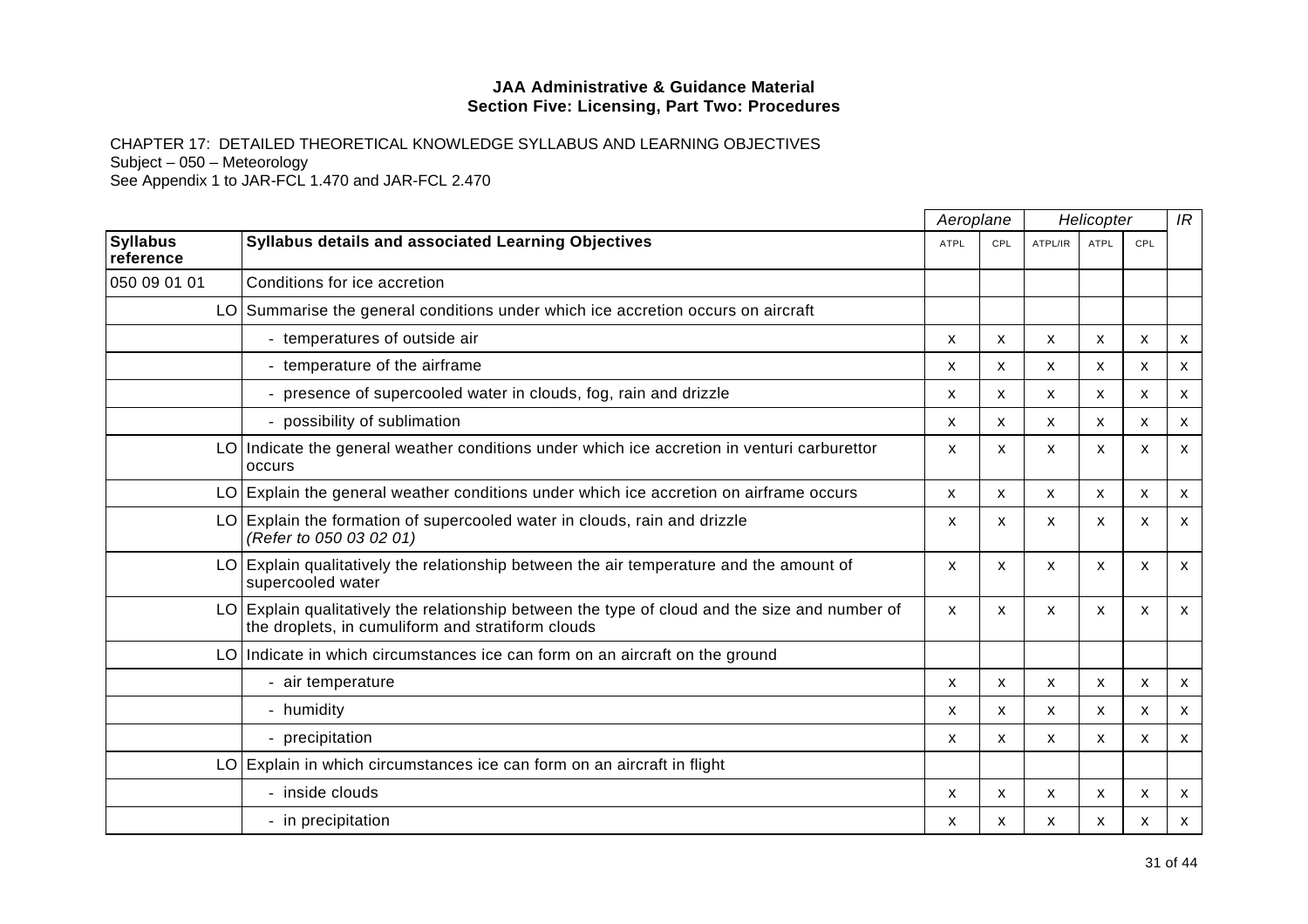**JAA Administrative & Guidance Material**
**Section Five: Licensing, Part Two: Procedures**

CHAPTER 17: DETAILED THEORETICAL KNOWLEDGE SYLLABUS AND LEARNING OBJECTIVES
Subject – 050 – Meteorology
See Appendix 1 to JAR-FCL 1.470 and JAR-FCL 2.470

| | | *Aeroplane* | | *Helicopter* | | | *IR* |
|---|---|---|---|---|---|---|---|
| **Syllabus reference** | **Syllabus details and associated Learning Objectives** | ATPL | CPL | ATPL/IR | ATPL | CPL | |
| 050 09 01 01 | Conditions for ice accretion | | | | | | |
| LO | Summarise the general conditions under which ice accretion occurs on aircraft | | | | | | |
| | - temperatures of outside air | x | x | x | x | x | x |
| | - temperature of the airframe | x | x | x | x | x | x |
| | - presence of supercooled water in clouds, fog, rain and drizzle | x | x | x | x | x | x |
| | - possibility of sublimation | x | x | x | x | x | x |
| LO | Indicate the general weather conditions under which ice accretion in venturi carburettor occurs | x | x | x | x | x | x |
| LO | Explain the general weather conditions under which ice accretion on airframe occurs | x | x | x | x | x | x |
| LO | Explain the formation of supercooled water in clouds, rain and drizzle *(Refer to 050 03 02 01)* | x | x | x | x | x | x |
| LO | Explain qualitatively the relationship between the air temperature and the amount of supercooled water | x | x | x | x | x | x |
| LO | Explain qualitatively the relationship between the type of cloud and the size and number of the droplets, in cumuliform and stratiform clouds | x | x | x | x | x | x |
| LO | Indicate in which circumstances ice can form on an aircraft on the ground | | | | | | |
| | - air temperature | x | x | x | x | x | x |
| | - humidity | x | x | x | x | x | x |
| | - precipitation | x | x | x | x | x | x |
| LO | Explain in which circumstances ice can form on an aircraft in flight | | | | | | |
| | - inside clouds | x | x | x | x | x | x |
| | - in precipitation | x | x | x | x | x | x |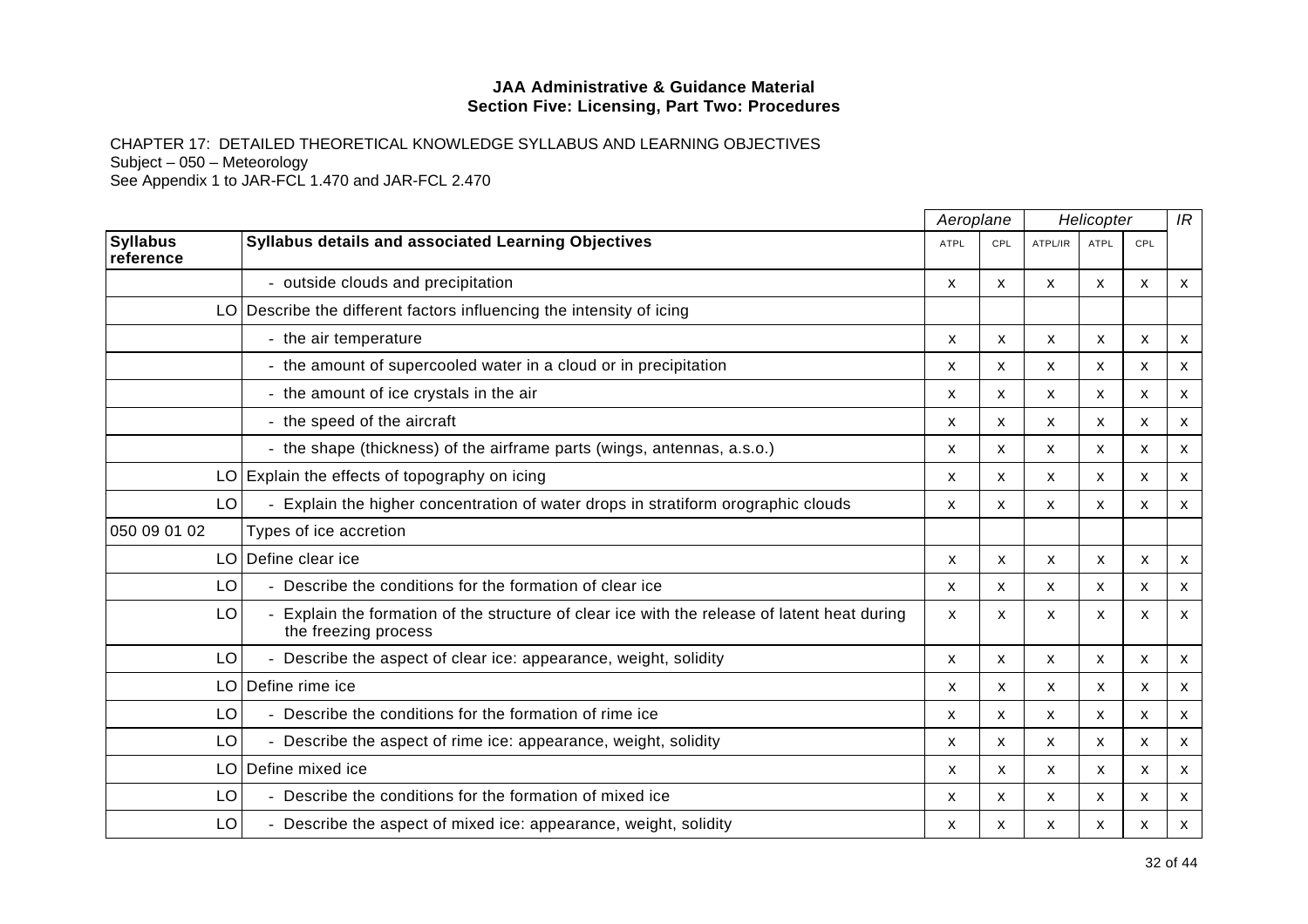**JAA Administrative & Guidance Material**
**Section Five: Licensing, Part Two: Procedures**

CHAPTER 17: DETAILED THEORETICAL KNOWLEDGE SYLLABUS AND LEARNING OBJECTIVES
Subject – 050 – Meteorology
See Appendix 1 to JAR-FCL 1.470 and JAR-FCL 2.470

| | | *Aeroplane* | | *Helicopter* | | | *IR* |
|---|---|---|---|---|---|---|---|
| **Syllabus reference** | **Syllabus details and associated Learning Objectives** | ATPL | CPL | ATPL/IR | ATPL | CPL | |
| | - outside clouds and precipitation | x | x | x | x | x | x |
| LO | Describe the different factors influencing the intensity of icing | | | | | | |
| | - the air temperature | x | x | x | x | x | x |
| | - the amount of supercooled water in a cloud or in precipitation | x | x | x | x | x | x |
| | - the amount of ice crystals in the air | x | x | x | x | x | x |
| | - the speed of the aircraft | x | x | x | x | x | x |
| | - the shape (thickness) of the airframe parts (wings, antennas, a.s.o.) | x | x | x | x | x | x |
| LO | Explain the effects of topography on icing | x | x | x | x | x | x |
| LO | - Explain the higher concentration of water drops in stratiform orographic clouds | x | x | x | x | x | x |
| 050 09 01 02 | Types of ice accretion | | | | | | |
| LO | Define clear ice | x | x | x | x | x | x |
| LO | - Describe the conditions for the formation of clear ice | x | x | x | x | x | x |
| LO | - Explain the formation of the structure of clear ice with the release of latent heat during the freezing process | x | x | x | x | x | x |
| LO | - Describe the aspect of clear ice: appearance, weight, solidity | x | x | x | x | x | x |
| LO | Define rime ice | x | x | x | x | x | x |
| LO | - Describe the conditions for the formation of rime ice | x | x | x | x | x | x |
| LO | - Describe the aspect of rime ice: appearance, weight, solidity | x | x | x | x | x | x |
| LO | Define mixed ice | x | x | x | x | x | x |
| LO | - Describe the conditions for the formation of mixed ice | x | x | x | x | x | x |
| LO | - Describe the aspect of mixed ice: appearance, weight, solidity | x | x | x | x | x | x |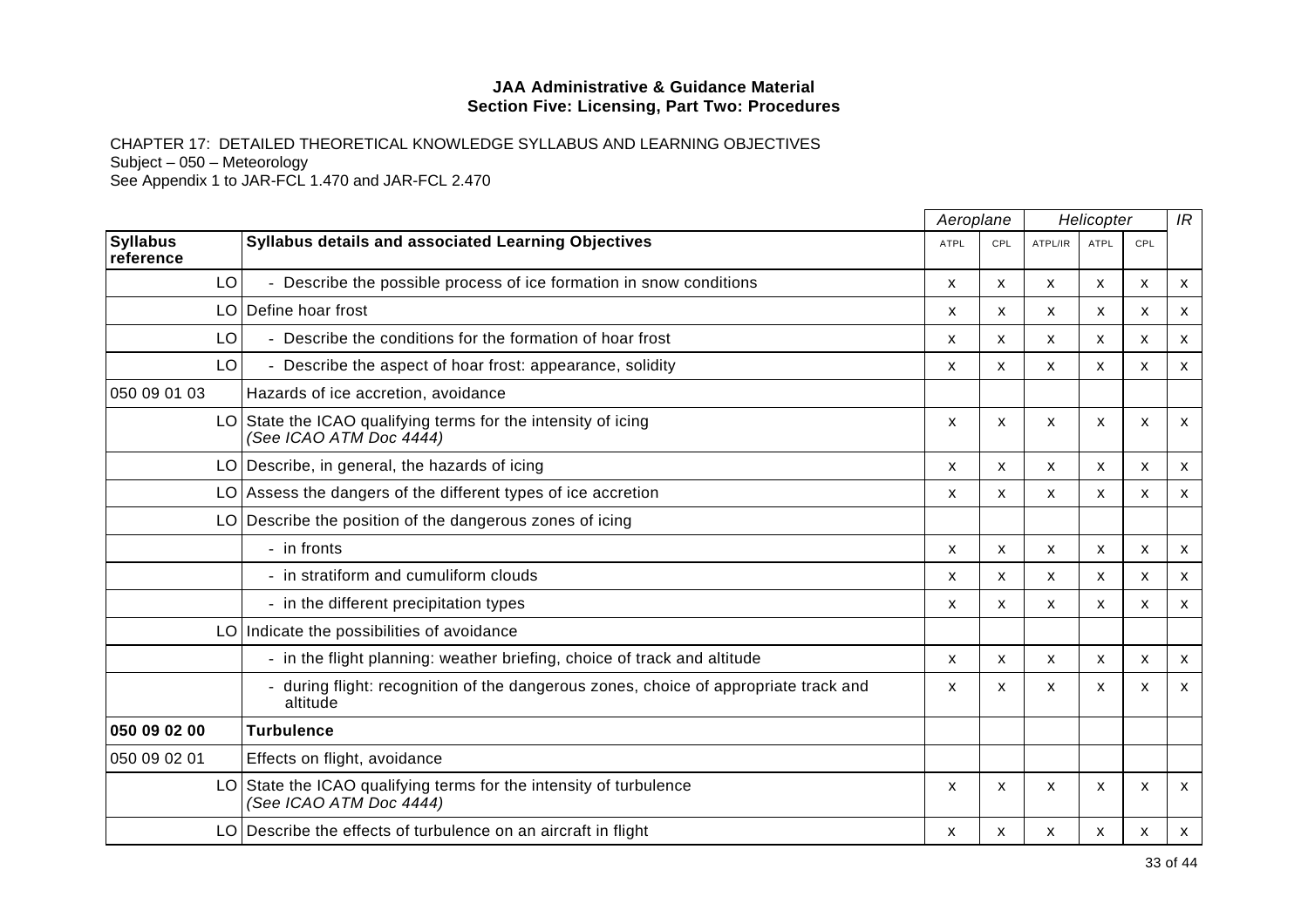**JAA Administrative & Guidance Material**
**Section Five: Licensing, Part Two: Procedures**

CHAPTER 17: DETAILED THEORETICAL KNOWLEDGE SYLLABUS AND LEARNING OBJECTIVES
Subject – 050 – Meteorology
See Appendix 1 to JAR-FCL 1.470 and JAR-FCL 2.470

| | | *Aeroplane* | | *Helicopter* | | | *IR* |
|---|---|---|---|---|---|---|---|
| **Syllabus reference** | **Syllabus details and associated Learning Objectives** | ATPL | CPL | ATPL/IR | ATPL | CPL | |
| LO | - Describe the possible process of ice formation in snow conditions | x | x | x | x | x | x |
| LO | Define hoar frost | x | x | x | x | x | x |
| LO | - Describe the conditions for the formation of hoar frost | x | x | x | x | x | x |
| LO | - Describe the aspect of hoar frost: appearance, solidity | x | x | x | x | x | x |
| 050 09 01 03 | Hazards of ice accretion, avoidance | | | | | | |
| LO | State the ICAO qualifying terms for the intensity of icing *(See ICAO ATM Doc 4444)* | x | x | x | x | x | x |
| LO | Describe, in general, the hazards of icing | x | x | x | x | x | x |
| LO | Assess the dangers of the different types of ice accretion | x | x | x | x | x | x |
| LO | Describe the position of the dangerous zones of icing | | | | | | |
| | - in fronts | x | x | x | x | x | x |
| | - in stratiform and cumuliform clouds | x | x | x | x | x | x |
| | - in the different precipitation types | x | x | x | x | x | x |
| LO | Indicate the possibilities of avoidance | | | | | | |
| | - in the flight planning: weather briefing, choice of track and altitude | x | x | x | x | x | x |
| | - during flight: recognition of the dangerous zones, choice of appropriate track and altitude | x | x | x | x | x | x |
| **050 09 02 00** | **Turbulence** | | | | | | |
| 050 09 02 01 | Effects on flight, avoidance | | | | | | |
| LO | State the ICAO qualifying terms for the intensity of turbulence *(See ICAO ATM Doc 4444)* | x | x | x | x | x | x |
| LO | Describe the effects of turbulence on an aircraft in flight | x | x | x | x | x | x |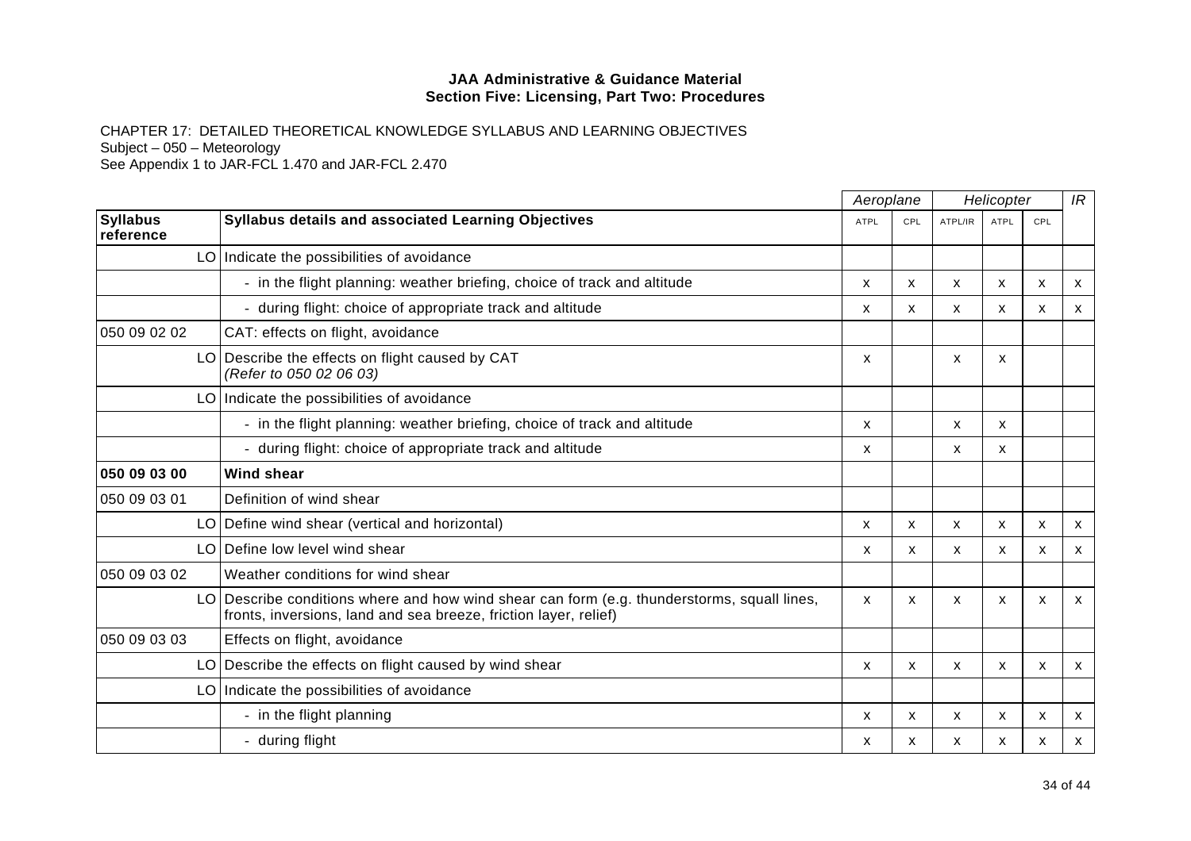**JAA Administrative & Guidance Material**
**Section Five: Licensing, Part Two: Procedures**

CHAPTER 17: DETAILED THEORETICAL KNOWLEDGE SYLLABUS AND LEARNING OBJECTIVES
Subject – 050 – Meteorology
See Appendix 1 to JAR-FCL 1.470 and JAR-FCL 2.470

| | | *Aeroplane* | | *Helicopter* | | | *IR* |
|---|---|---|---|---|---|---|---|
| **Syllabus reference** | **Syllabus details and associated Learning Objectives** | ATPL | CPL | ATPL/IR | ATPL | CPL | |
| LO | Indicate the possibilities of avoidance | | | | | | |
| | - in the flight planning: weather briefing, choice of track and altitude | x | x | x | x | x | x |
| | - during flight: choice of appropriate track and altitude | x | x | x | x | x | x |
| 050 09 02 02 | CAT: effects on flight, avoidance | | | | | | |
| LO | Describe the effects on flight caused by CAT *(Refer to 050 02 06 03)* | x | | x | x | | |
| LO | Indicate the possibilities of avoidance | | | | | | |
| | - in the flight planning: weather briefing, choice of track and altitude | x | | x | x | | |
| | - during flight: choice of appropriate track and altitude | x | | x | x | | |
| **050 09 03 00** | **Wind shear** | | | | | | |
| 050 09 03 01 | Definition of wind shear | | | | | | |
| LO | Define wind shear (vertical and horizontal) | x | x | x | x | x | x |
| LO | Define low level wind shear | x | x | x | x | x | x |
| 050 09 03 02 | Weather conditions for wind shear | | | | | | |
| LO | Describe conditions where and how wind shear can form (e.g. thunderstorms, squall lines, fronts, inversions, land and sea breeze, friction layer, relief) | x | x | x | x | x | x |
| 050 09 03 03 | Effects on flight, avoidance | | | | | | |
| LO | Describe the effects on flight caused by wind shear | x | x | x | x | x | x |
| LO | Indicate the possibilities of avoidance | | | | | | |
| | - in the flight planning | x | x | x | x | x | x |
| | - during flight | x | x | x | x | x | x |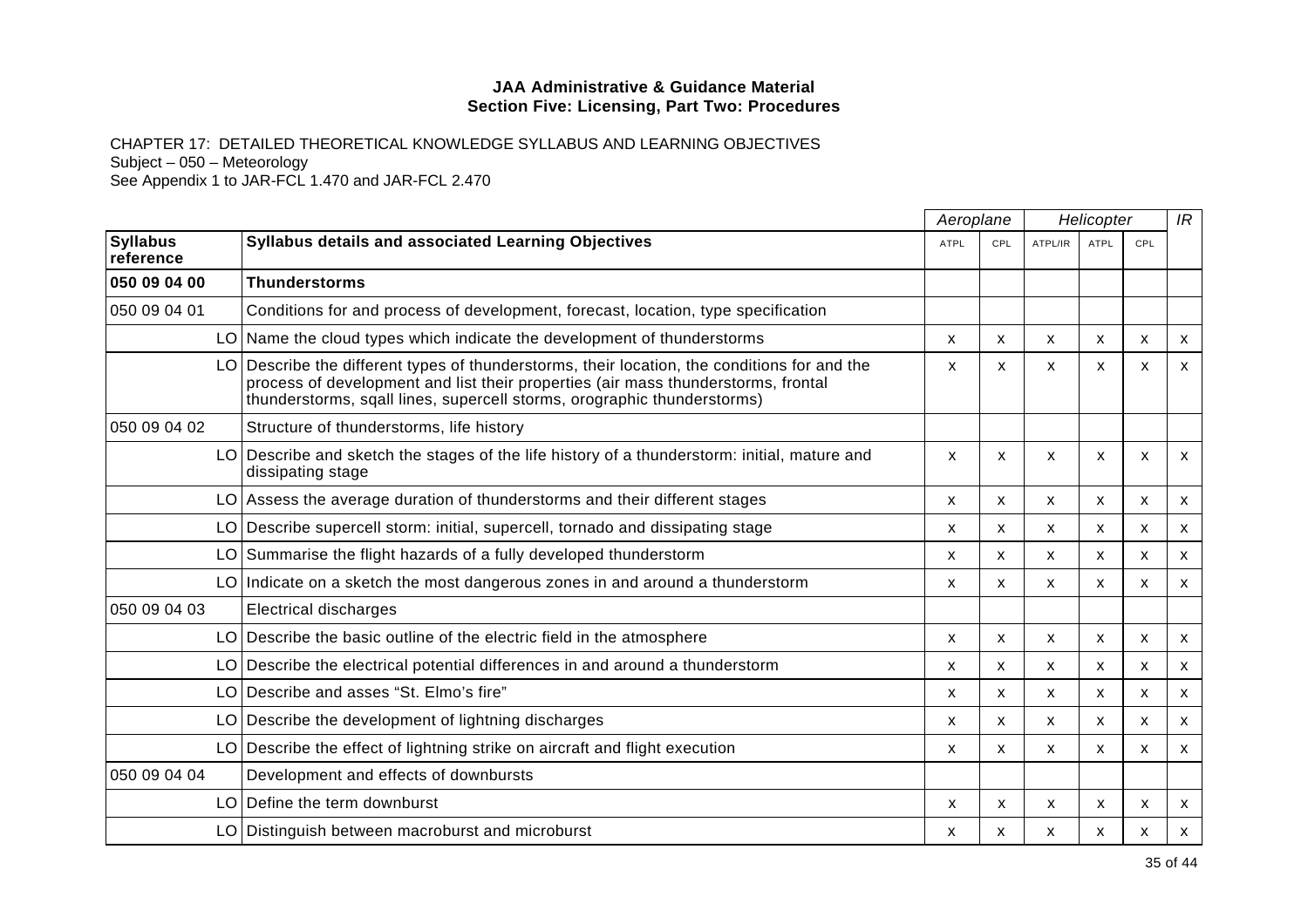**JAA Administrative & Guidance Material**
**Section Five: Licensing, Part Two: Procedures**

CHAPTER 17: DETAILED THEORETICAL KNOWLEDGE SYLLABUS AND LEARNING OBJECTIVES
Subject – 050 – Meteorology
See Appendix 1 to JAR-FCL 1.470 and JAR-FCL 2.470

| | | | *Aeroplane* | | *Helicopter* | | | *IR* |
|---|---|---|---|---|---|---|---|---|
| **Syllabus reference** | | **Syllabus details and associated Learning Objectives** | ATPL | CPL | ATPL/IR | ATPL | CPL | |
| **050 09 04 00** | | **Thunderstorms** | | | | | | |
| 050 09 04 01 | | Conditions for and process of development, forecast, location, type specification | | | | | | |
| | LO | Name the cloud types which indicate the development of thunderstorms | x | x | x | x | x | x |
| | LO | Describe the different types of thunderstorms, their location, the conditions for and the process of development and list their properties (air mass thunderstorms, frontal thunderstorms, sqall lines, supercell storms, orographic thunderstorms) | x | x | x | x | x | x |
| 050 09 04 02 | | Structure of thunderstorms, life history | | | | | | |
| | LO | Describe and sketch the stages of the life history of a thunderstorm: initial, mature and dissipating stage | x | x | x | x | x | x |
| | LO | Assess the average duration of thunderstorms and their different stages | x | x | x | x | x | x |
| | LO | Describe supercell storm: initial, supercell, tornado and dissipating stage | x | x | x | x | x | x |
| | LO | Summarise the flight hazards of a fully developed thunderstorm | x | x | x | x | x | x |
| | LO | Indicate on a sketch the most dangerous zones in and around a thunderstorm | x | x | x | x | x | x |
| 050 09 04 03 | | Electrical discharges | | | | | | |
| | LO | Describe the basic outline of the electric field in the atmosphere | x | x | x | x | x | x |
| | LO | Describe the electrical potential differences in and around a thunderstorm | x | x | x | x | x | x |
| | LO | Describe and asses "St. Elmo's fire" | x | x | x | x | x | x |
| | LO | Describe the development of lightning discharges | x | x | x | x | x | x |
| | LO | Describe the effect of lightning strike on aircraft and flight execution | x | x | x | x | x | x |
| 050 09 04 04 | | Development and effects of downbursts | | | | | | |
| | LO | Define the term downburst | x | x | x | x | x | x |
| | LO | Distinguish between macroburst and microburst | x | x | x | x | x | x |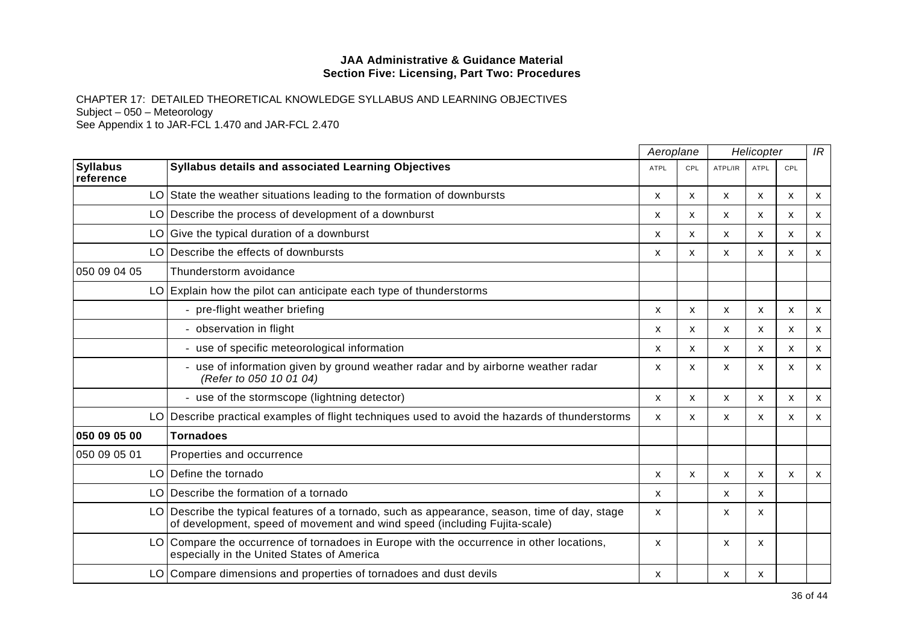**JAA Administrative & Guidance Material**
**Section Five: Licensing, Part Two: Procedures**

CHAPTER 17: DETAILED THEORETICAL KNOWLEDGE SYLLABUS AND LEARNING OBJECTIVES
Subject – 050 – Meteorology
See Appendix 1 to JAR-FCL 1.470 and JAR-FCL 2.470

| | | | Aeroplane | | Helicopter | | | IR |
|---|---|---|---|---|---|---|---|---|
| **Syllabus reference** | | **Syllabus details and associated Learning Objectives** | ATPL | CPL | ATPL/IR | ATPL | CPL | |
| | LO | State the weather situations leading to the formation of downbursts | x | x | x | x | x | x |
| | LO | Describe the process of development of a downburst | x | x | x | x | x | x |
| | LO | Give the typical duration of a downburst | x | x | x | x | x | x |
| | LO | Describe the effects of downbursts | x | x | x | x | x | x |
| 050 09 04 05 | | Thunderstorm avoidance | | | | | | |
| | LO | Explain how the pilot can anticipate each type of thunderstorms | | | | | | |
| | | - pre-flight weather briefing | x | x | x | x | x | x |
| | | - observation in flight | x | x | x | x | x | x |
| | | - use of specific meteorological information | x | x | x | x | x | x |
| | | - use of information given by ground weather radar and by airborne weather radar *(Refer to 050 10 01 04)* | x | x | x | x | x | x |
| | | - use of the stormscope (lightning detector) | x | x | x | x | x | x |
| | LO | Describe practical examples of flight techniques used to avoid the hazards of thunderstorms | x | x | x | x | x | x |
| **050 09 05 00** | | **Tornadoes** | | | | | | |
| 050 09 05 01 | | Properties and occurrence | | | | | | |
| | LO | Define the tornado | x | x | x | x | x | x |
| | LO | Describe the formation of a tornado | x | | x | x | | |
| | LO | Describe the typical features of a tornado, such as appearance, season, time of day, stage of development, speed of movement and wind speed (including Fujita-scale) | x | | x | x | | |
| | LO | Compare the occurrence of tornadoes in Europe with the occurrence in other locations, especially in the United States of America | x | | x | x | | |
| | LO | Compare dimensions and properties of tornadoes and dust devils | x | | x | x | | |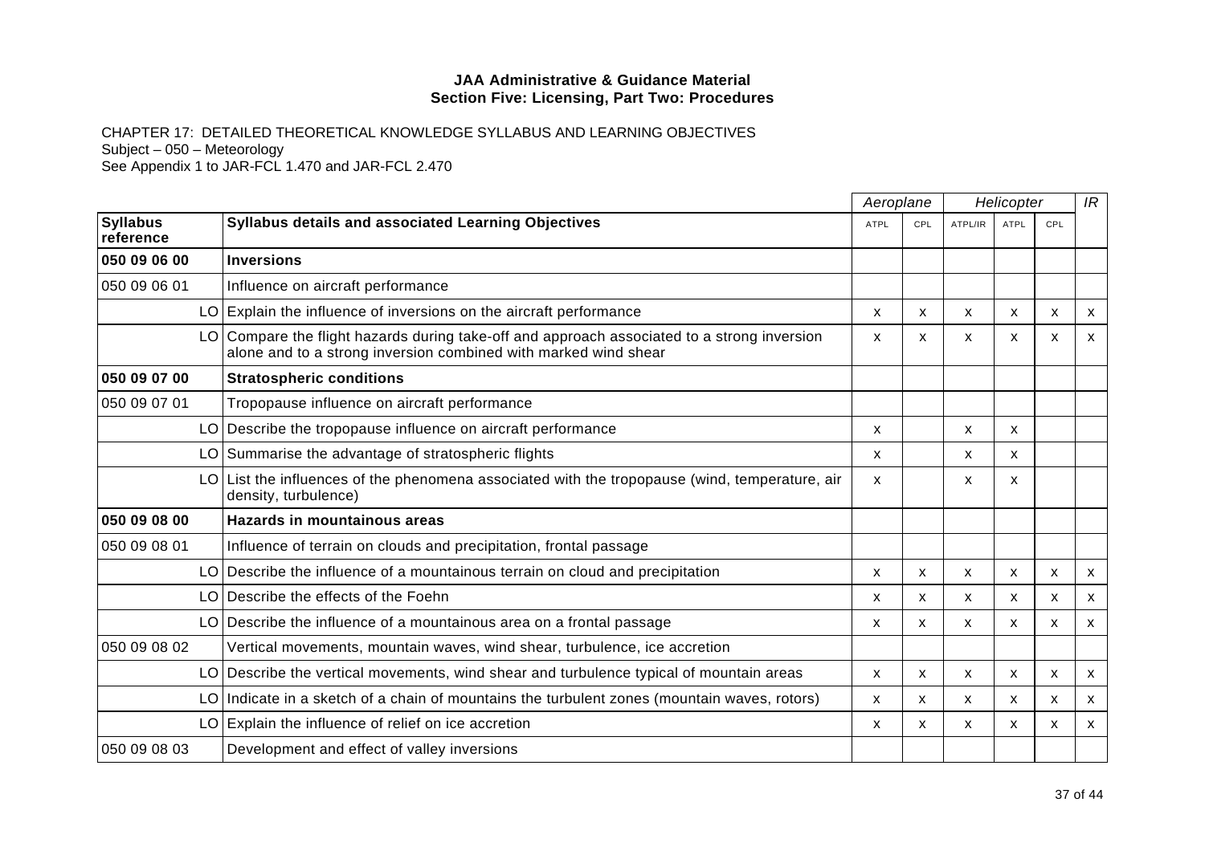**JAA Administrative & Guidance Material**
**Section Five: Licensing, Part Two: Procedures**

CHAPTER 17: DETAILED THEORETICAL KNOWLEDGE SYLLABUS AND LEARNING OBJECTIVES
Subject – 050 – Meteorology
See Appendix 1 to JAR-FCL 1.470 and JAR-FCL 2.470

| | | | Aeroplane | | Helicopter | | | IR |
|---|---|---|---|---|---|---|---|---|
| **Syllabus reference** | | **Syllabus details and associated Learning Objectives** | ATPL | CPL | ATPL/IR | ATPL | CPL | |
| **050 09 06 00** | | **Inversions** | | | | | | |
| 050 09 06 01 | | Influence on aircraft performance | | | | | | |
| | LO | Explain the influence of inversions on the aircraft performance | x | x | x | x | x | x |
| | LO | Compare the flight hazards during take-off and approach associated to a strong inversion alone and to a strong inversion combined with marked wind shear | x | x | x | x | x | x |
| **050 09 07 00** | | **Stratospheric conditions** | | | | | | |
| 050 09 07 01 | | Tropopause influence on aircraft performance | | | | | | |
| | LO | Describe the tropopause influence on aircraft performance | x | | x | x | | |
| | LO | Summarise the advantage of stratospheric flights | x | | x | x | | |
| | LO | List the influences of the phenomena associated with the tropopause (wind, temperature, air density, turbulence) | x | | x | x | | |
| **050 09 08 00** | | **Hazards in mountainous areas** | | | | | | |
| 050 09 08 01 | | Influence of terrain on clouds and precipitation, frontal passage | | | | | | |
| | LO | Describe the influence of a mountainous terrain on cloud and precipitation | x | x | x | x | x | x |
| | LO | Describe the effects of the Foehn | x | x | x | x | x | x |
| | LO | Describe the influence of a mountainous area on a frontal passage | x | x | x | x | x | x |
| 050 09 08 02 | | Vertical movements, mountain waves, wind shear, turbulence, ice accretion | | | | | | |
| | LO | Describe the vertical movements, wind shear and turbulence typical of mountain areas | x | x | x | x | x | x |
| | LO | Indicate in a sketch of a chain of mountains the turbulent zones (mountain waves, rotors) | x | x | x | x | x | x |
| | LO | Explain the influence of relief on ice accretion | x | x | x | x | x | x |
| 050 09 08 03 | | Development and effect of valley inversions | | | | | | |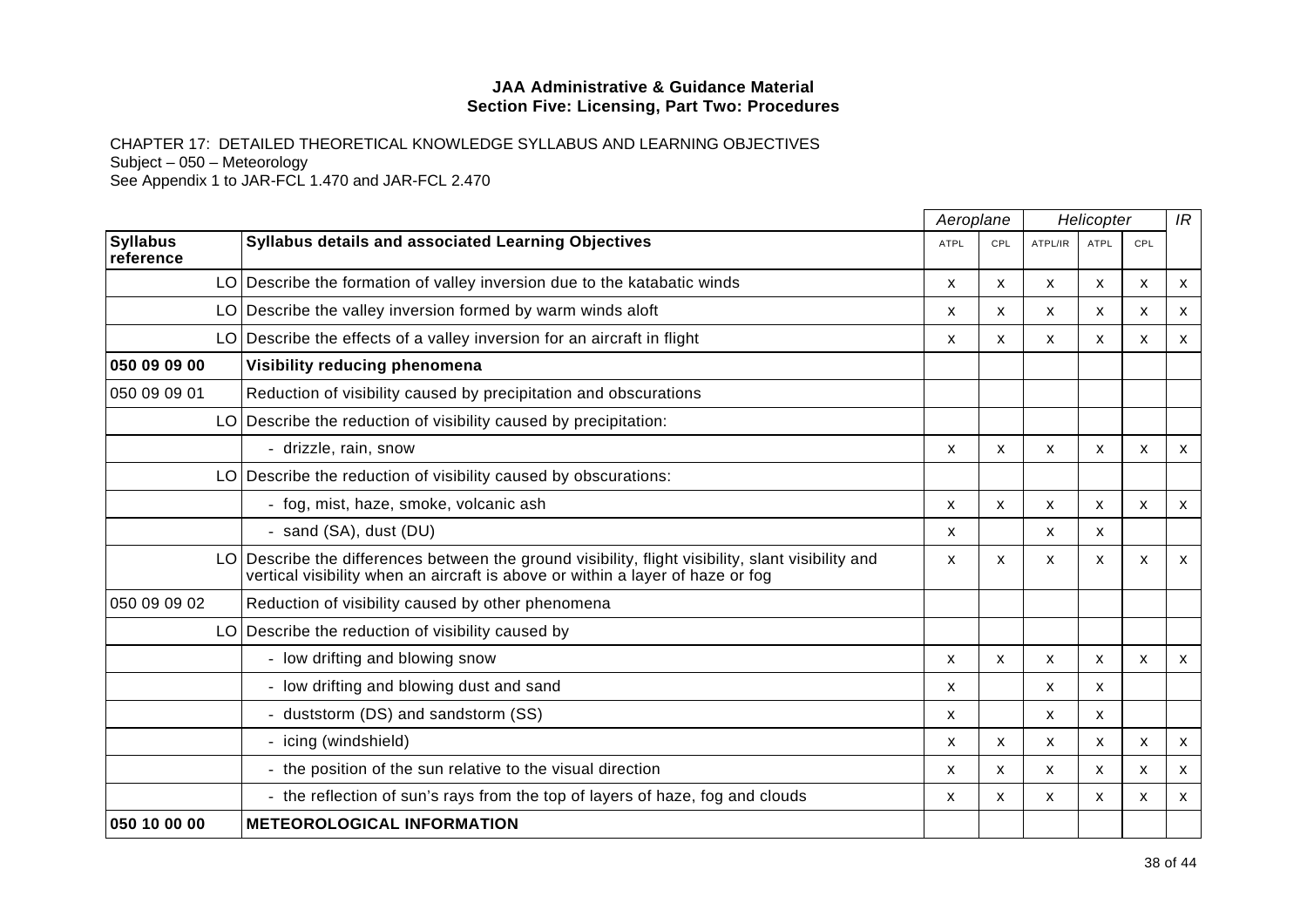**JAA Administrative & Guidance Material**
**Section Five: Licensing, Part Two: Procedures**

CHAPTER 17: DETAILED THEORETICAL KNOWLEDGE SYLLABUS AND LEARNING OBJECTIVES
Subject – 050 – Meteorology
See Appendix 1 to JAR-FCL 1.470 and JAR-FCL 2.470

| | | *Aeroplane* | | *Helicopter* | | | *IR* |
|---|---|---|---|---|---|---|---|
| **Syllabus reference** | **Syllabus details and associated Learning Objectives** | ATPL | CPL | ATPL/IR | ATPL | CPL | |
| LO | Describe the formation of valley inversion due to the katabatic winds | x | x | x | x | x | x |
| LO | Describe the valley inversion formed by warm winds aloft | x | x | x | x | x | x |
| LO | Describe the effects of a valley inversion for an aircraft in flight | x | x | x | x | x | x |
| **050 09 09 00** | **Visibility reducing phenomena** | | | | | | |
| 050 09 09 01 | Reduction of visibility caused by precipitation and obscurations | | | | | | |
| LO | Describe the reduction of visibility caused by precipitation: | | | | | | |
| | - drizzle, rain, snow | x | x | x | x | x | x |
| LO | Describe the reduction of visibility caused by obscurations: | | | | | | |
| | - fog, mist, haze, smoke, volcanic ash | x | x | x | x | x | x |
| | - sand (SA), dust (DU) | x | | x | x | | |
| LO | Describe the differences between the ground visibility, flight visibility, slant visibility and vertical visibility when an aircraft is above or within a layer of haze or fog | x | x | x | x | x | x |
| 050 09 09 02 | Reduction of visibility caused by other phenomena | | | | | | |
| LO | Describe the reduction of visibility caused by | | | | | | |
| | - low drifting and blowing snow | x | x | x | x | x | x |
| | - low drifting and blowing dust and sand | x | | x | x | | |
| | - duststorm (DS) and sandstorm (SS) | x | | x | x | | |
| | - icing (windshield) | x | x | x | x | x | x |
| | - the position of the sun relative to the visual direction | x | x | x | x | x | x |
| | - the reflection of sun's rays from the top of layers of haze, fog and clouds | x | x | x | x | x | x |
| **050 10 00 00** | **METEOROLOGICAL INFORMATION** | | | | | | |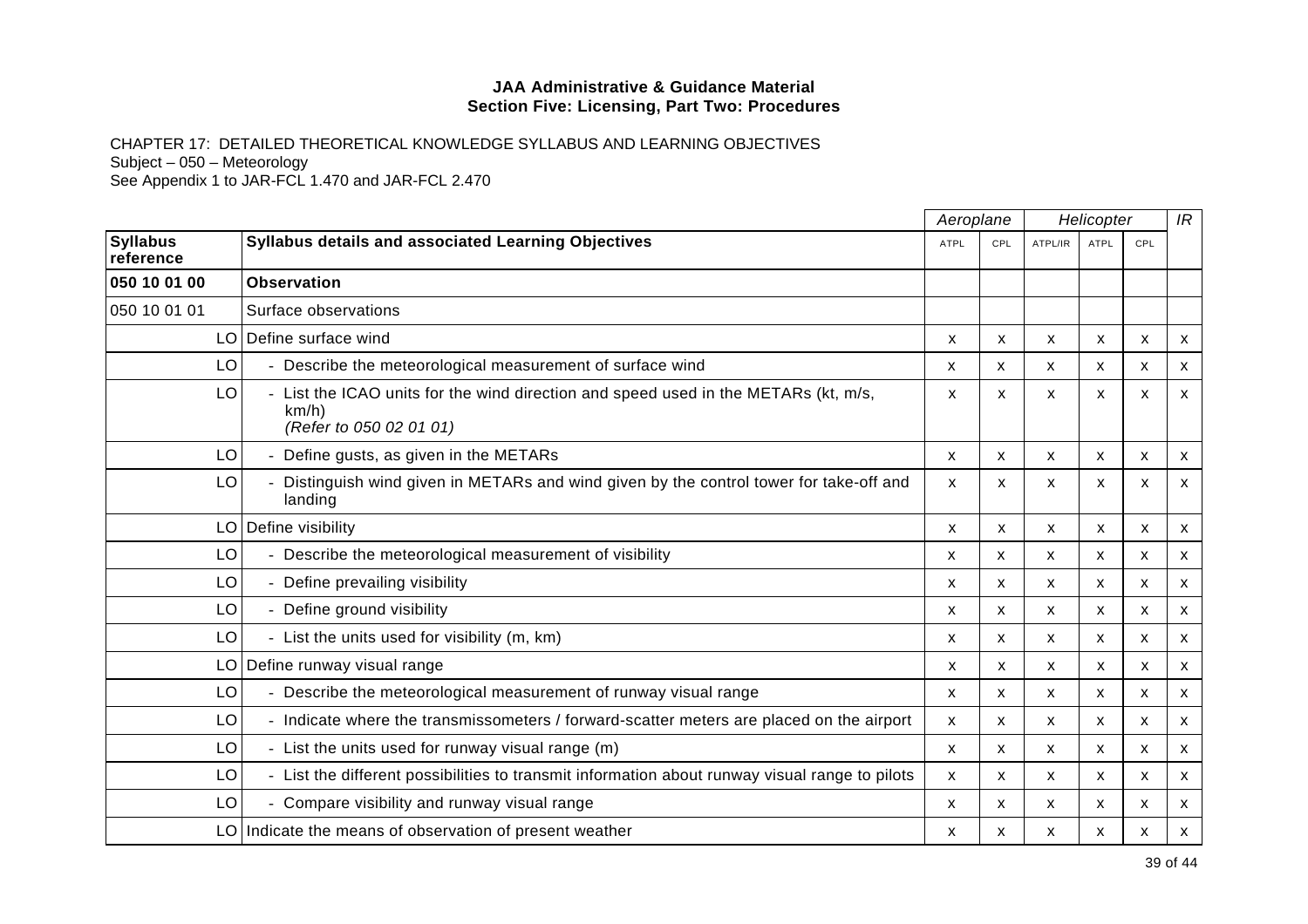**JAA Administrative & Guidance Material**
**Section Five: Licensing, Part Two: Procedures**

CHAPTER 17: DETAILED THEORETICAL KNOWLEDGE SYLLABUS AND LEARNING OBJECTIVES
Subject – 050 – Meteorology
See Appendix 1 to JAR-FCL 1.470 and JAR-FCL 2.470

| | | *Aeroplane* | | *Helicopter* | | | *IR* |
|---|---|---|---|---|---|---|---|
| **Syllabus reference** | **Syllabus details and associated Learning Objectives** | ATPL | CPL | ATPL/IR | ATPL | CPL | |
| **050 10 01 00** | **Observation** | | | | | | |
| 050 10 01 01 | Surface observations | | | | | | |
| LO | Define surface wind | x | x | x | x | x | x |
| LO | - Describe the meteorological measurement of surface wind | x | x | x | x | x | x |
| LO | - List the ICAO units for the wind direction and speed used in the METARs (kt, m/s, km/h) *(Refer to 050 02 01 01)* | x | x | x | x | x | x |
| LO | - Define gusts, as given in the METARs | x | x | x | x | x | x |
| LO | - Distinguish wind given in METARs and wind given by the control tower for take-off and landing | x | x | x | x | x | x |
| LO | Define visibility | x | x | x | x | x | x |
| LO | - Describe the meteorological measurement of visibility | x | x | x | x | x | x |
| LO | - Define prevailing visibility | x | x | x | x | x | x |
| LO | - Define ground visibility | x | x | x | x | x | x |
| LO | - List the units used for visibility (m, km) | x | x | x | x | x | x |
| LO | Define runway visual range | x | x | x | x | x | x |
| LO | - Describe the meteorological measurement of runway visual range | x | x | x | x | x | x |
| LO | - Indicate where the transmissometers / forward-scatter meters are placed on the airport | x | x | x | x | x | x |
| LO | - List the units used for runway visual range (m) | x | x | x | x | x | x |
| LO | - List the different possibilities to transmit information about runway visual range to pilots | x | x | x | x | x | x |
| LO | - Compare visibility and runway visual range | x | x | x | x | x | x |
| LO | Indicate the means of observation of present weather | x | x | x | x | x | x |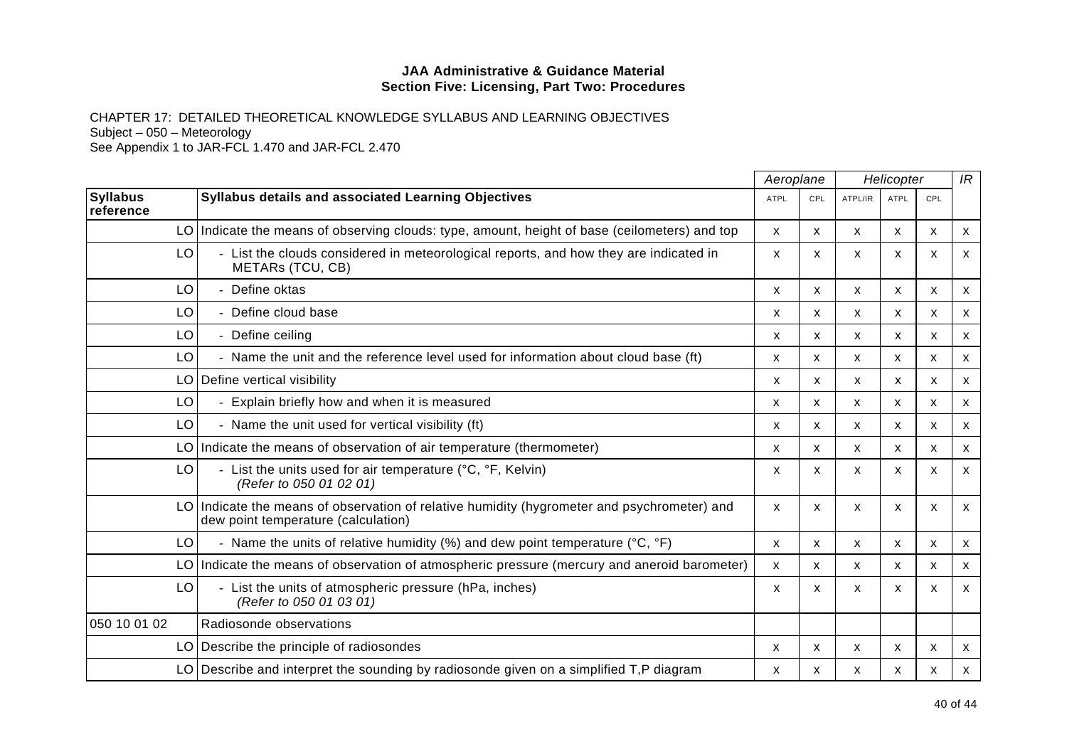**JAA Administrative & Guidance Material**
**Section Five: Licensing, Part Two: Procedures**

CHAPTER 17: DETAILED THEORETICAL KNOWLEDGE SYLLABUS AND LEARNING OBJECTIVES
Subject – 050 – Meteorology
See Appendix 1 to JAR-FCL 1.470 and JAR-FCL 2.470

| | | *Aeroplane* | | *Helicopter* | | | *IR* |
|---|---|---|---|---|---|---|---|
| **Syllabus reference** | **Syllabus details and associated Learning Objectives** | ATPL | CPL | ATPL/IR | ATPL | CPL | |
| LO | Indicate the means of observing clouds: type, amount, height of base (ceilometers) and top | x | x | x | x | x | x |
| LO | - List the clouds considered in meteorological reports, and how they are indicated in METARs (TCU, CB) | x | x | x | x | x | x |
| LO | - Define oktas | x | x | x | x | x | x |
| LO | - Define cloud base | x | x | x | x | x | x |
| LO | - Define ceiling | x | x | x | x | x | x |
| LO | - Name the unit and the reference level used for information about cloud base (ft) | x | x | x | x | x | x |
| LO | Define vertical visibility | x | x | x | x | x | x |
| LO | - Explain briefly how and when it is measured | x | x | x | x | x | x |
| LO | - Name the unit used for vertical visibility (ft) | x | x | x | x | x | x |
| LO | Indicate the means of observation of air temperature (thermometer) | x | x | x | x | x | x |
| LO | - List the units used for air temperature (°C, °F, Kelvin) *(Refer to 050 01 02 01)* | x | x | x | x | x | x |
| LO | Indicate the means of observation of relative humidity (hygrometer and psychrometer) and dew point temperature (calculation) | x | x | x | x | x | x |
| LO | - Name the units of relative humidity (%) and dew point temperature (°C, °F) | x | x | x | x | x | x |
| LO | Indicate the means of observation of atmospheric pressure (mercury and aneroid barometer) | x | x | x | x | x | x |
| LO | - List the units of atmospheric pressure (hPa, inches) *(Refer to 050 01 03 01)* | x | x | x | x | x | x |
| 050 10 01 02 | Radiosonde observations | | | | | | |
| LO | Describe the principle of radiosondes | x | x | x | x | x | x |
| LO | Describe and interpret the sounding by radiosonde given on a simplified T,P diagram | x | x | x | x | x | x |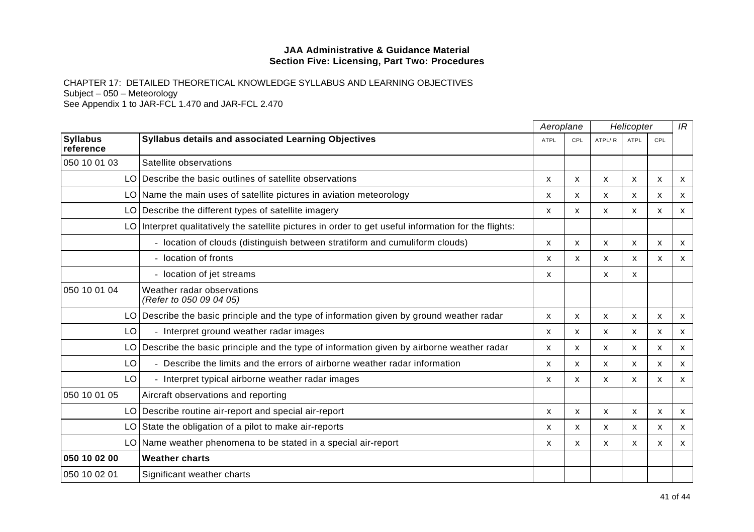**JAA Administrative & Guidance Material**
**Section Five: Licensing, Part Two: Procedures**

CHAPTER 17: DETAILED THEORETICAL KNOWLEDGE SYLLABUS AND LEARNING OBJECTIVES
Subject – 050 – Meteorology
See Appendix 1 to JAR-FCL 1.470 and JAR-FCL 2.470

| | | *Aeroplane* | | *Helicopter* | | | *IR* |
|---|---|---|---|---|---|---|---|
| **Syllabus reference** | **Syllabus details and associated Learning Objectives** | ATPL | CPL | ATPL/IR | ATPL | CPL | |
| 050 10 01 03 | Satellite observations | | | | | | |
| LO | Describe the basic outlines of satellite observations | x | x | x | x | x | x |
| LO | Name the main uses of satellite pictures in aviation meteorology | x | x | x | x | x | x |
| LO | Describe the different types of satellite imagery | x | x | x | x | x | x |
| LO | Interpret qualitatively the satellite pictures in order to get useful information for the flights: | | | | | | |
| | - location of clouds (distinguish between stratiform and cumuliform clouds) | x | x | x | x | x | x |
| | - location of fronts | x | x | x | x | x | x |
| | - location of jet streams | x | | x | x | | |
| 050 10 01 04 | Weather radar observations *(Refer to 050 09 04 05)* | | | | | | |
| LO | Describe the basic principle and the type of information given by ground weather radar | x | x | x | x | x | x |
| LO | - Interpret ground weather radar images | x | x | x | x | x | x |
| LO | Describe the basic principle and the type of information given by airborne weather radar | x | x | x | x | x | x |
| LO | - Describe the limits and the errors of airborne weather radar information | x | x | x | x | x | x |
| LO | - Interpret typical airborne weather radar images | x | x | x | x | x | x |
| 050 10 01 05 | Aircraft observations and reporting | | | | | | |
| LO | Describe routine air-report and special air-report | x | x | x | x | x | x |
| LO | State the obligation of a pilot to make air-reports | x | x | x | x | x | x |
| LO | Name weather phenomena to be stated in a special air-report | x | x | x | x | x | x |
| **050 10 02 00** | **Weather charts** | | | | | | |
| 050 10 02 01 | Significant weather charts | | | | | | |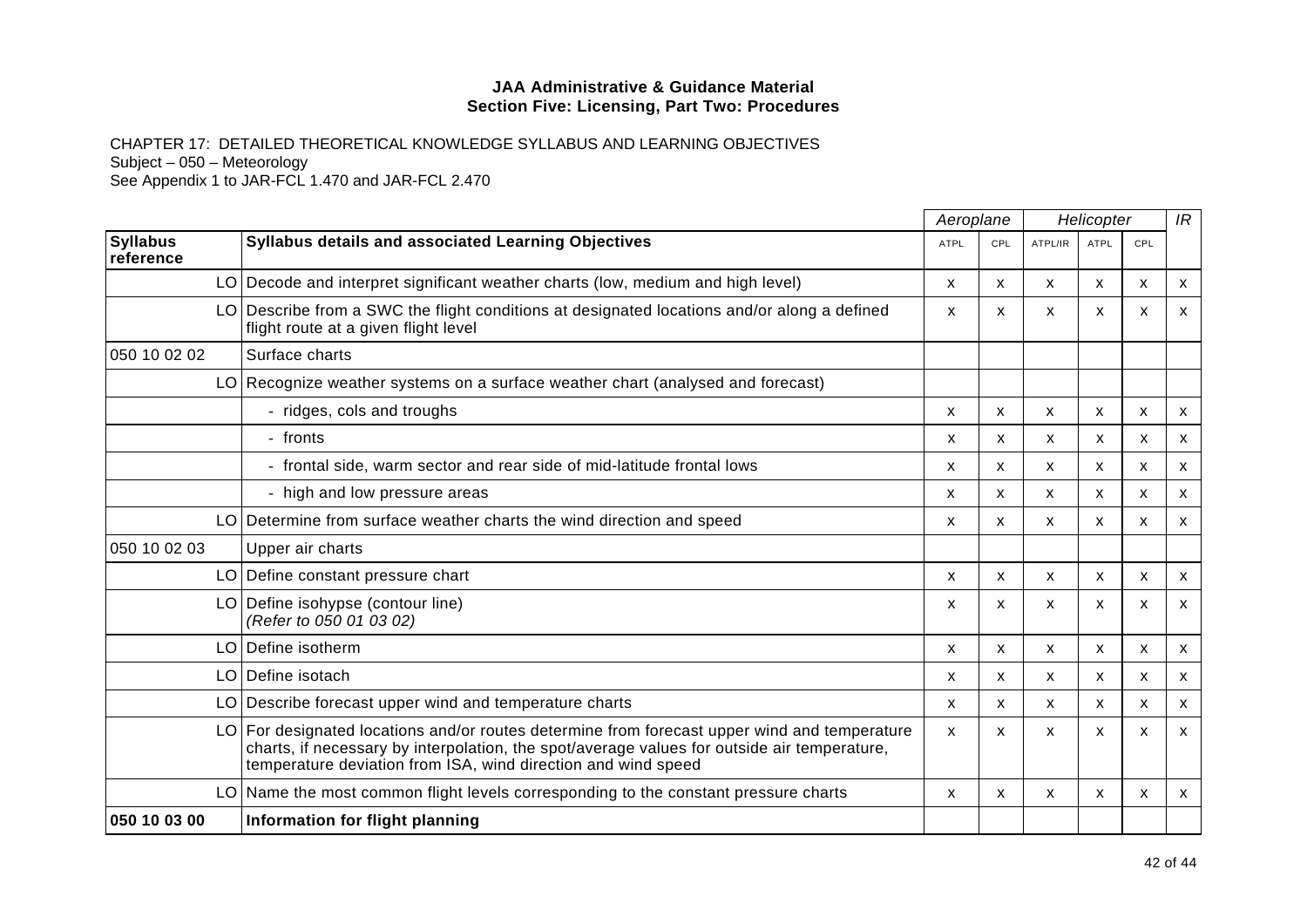CHAPTER 17: DETAILED THEORETICAL KNOWLEDGE SYLLABUS AND LEARNING OBJECTIVES
Subject – 050 – Meteorology
See Appendix 1 to JAR-FCL 1.470 and JAR-FCL 2.470

| | | *Aeroplane* | | *Helicopter* | | | *IR* |
|---|---|---|---|---|---|---|---|
| **Syllabus reference** | **Syllabus details and associated Learning Objectives** | ATPL | CPL | ATPL/IR | ATPL | CPL | |
| LO | Decode and interpret significant weather charts (low, medium and high level) | x | x | x | x | x | x |
| LO | Describe from a SWC the flight conditions at designated locations and/or along a defined flight route at a given flight level | x | x | x | x | x | x |
| 050 10 02 02 | Surface charts | | | | | | |
| LO | Recognize weather systems on a surface weather chart (analysed and forecast) | | | | | | |
| | - ridges, cols and troughs | x | x | x | x | x | x |
| | - fronts | x | x | x | x | x | x |
| | - frontal side, warm sector and rear side of mid-latitude frontal lows | x | x | x | x | x | x |
| | - high and low pressure areas | x | x | x | x | x | x |
| LO | Determine from surface weather charts the wind direction and speed | x | x | x | x | x | x |
| 050 10 02 03 | Upper air charts | | | | | | |
| LO | Define constant pressure chart | x | x | x | x | x | x |
| LO | Define isohypse (contour line) *(Refer to 050 01 03 02)* | x | x | x | x | x | x |
| LO | Define isotherm | x | x | x | x | x | x |
| LO | Define isotach | x | x | x | x | x | x |
| LO | Describe forecast upper wind and temperature charts | x | x | x | x | x | x |
| LO | For designated locations and/or routes determine from forecast upper wind and temperature charts, if necessary by interpolation, the spot/average values for outside air temperature, temperature deviation from ISA, wind direction and wind speed | x | x | x | x | x | x |
| LO | Name the most common flight levels corresponding to the constant pressure charts | x | x | x | x | x | x |
| **050 10 03 00** | **Information for flight planning** | | | | | | |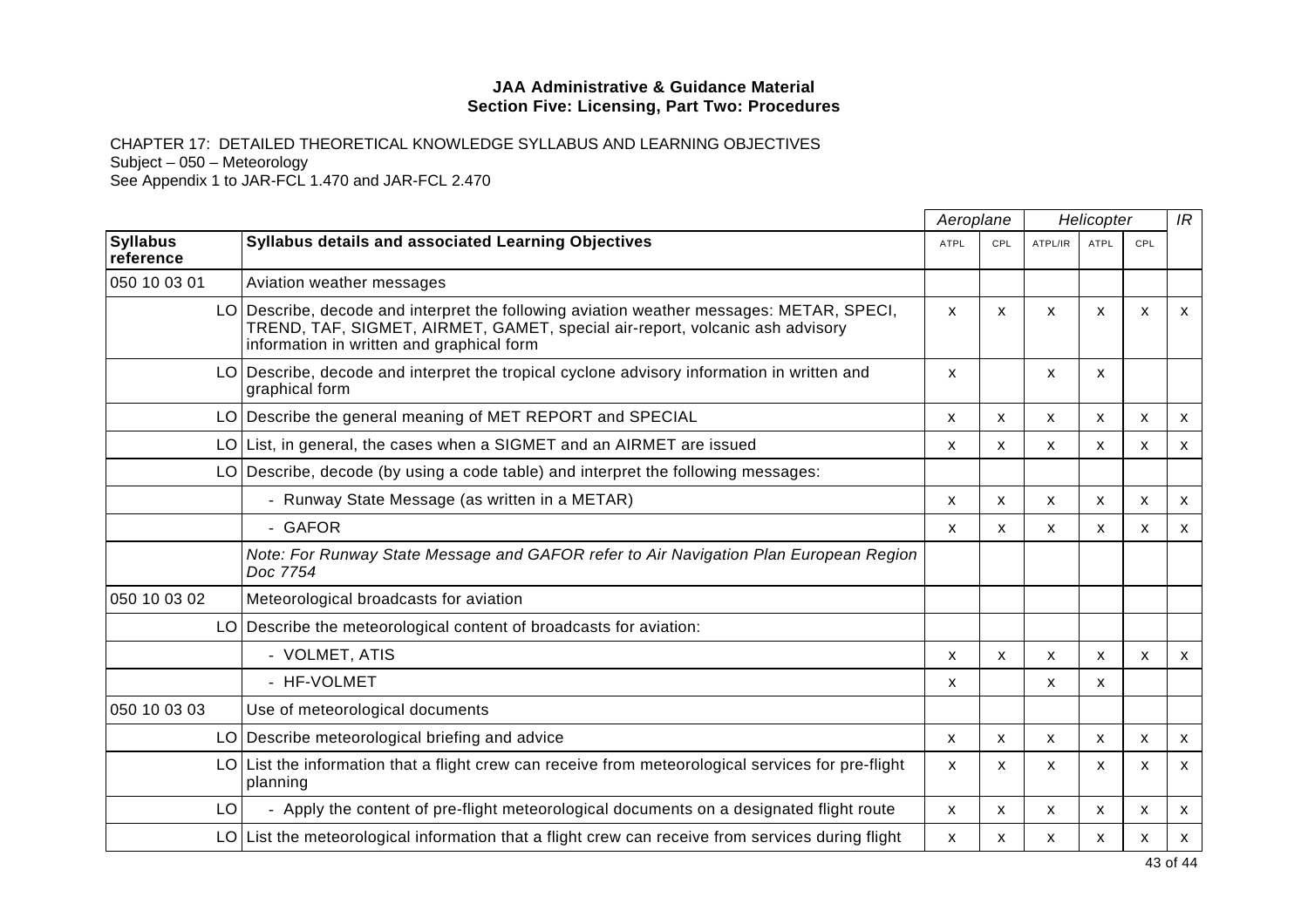**JAA Administrative & Guidance Material**
**Section Five: Licensing, Part Two: Procedures**

CHAPTER 17: DETAILED THEORETICAL KNOWLEDGE SYLLABUS AND LEARNING OBJECTIVES
Subject – 050 – Meteorology
See Appendix 1 to JAR-FCL 1.470 and JAR-FCL 2.470

| | | Aeroplane | | Helicopter | | | IR |
|---|---|---|---|---|---|---|---|
| **Syllabus reference** | **Syllabus details and associated Learning Objectives** | ATPL | CPL | ATPL/IR | ATPL | CPL | |
| 050 10 03 01 | Aviation weather messages | | | | | | |
| LO | Describe, decode and interpret the following aviation weather messages: METAR, SPECI, TREND, TAF, SIGMET, AIRMET, GAMET, special air-report, volcanic ash advisory information in written and graphical form | x | x | x | x | x | x |
| LO | Describe, decode and interpret the tropical cyclone advisory information in written and graphical form | x | | x | x | | |
| LO | Describe the general meaning of MET REPORT and SPECIAL | x | x | x | x | x | x |
| LO | List, in general, the cases when a SIGMET and an AIRMET are issued | x | x | x | x | x | x |
| LO | Describe, decode (by using a code table) and interpret the following messages: | | | | | | |
| | - Runway State Message (as written in a METAR) | x | x | x | x | x | x |
| | - GAFOR | x | x | x | x | x | x |
| | *Note: For Runway State Message and GAFOR refer to Air Navigation Plan European Region Doc 7754* | | | | | | |
| 050 10 03 02 | Meteorological broadcasts for aviation | | | | | | |
| LO | Describe the meteorological content of broadcasts for aviation: | | | | | | |
| | - VOLMET, ATIS | x | x | x | x | x | x |
| | - HF-VOLMET | x | | x | x | | |
| 050 10 03 03 | Use of meteorological documents | | | | | | |
| LO | Describe meteorological briefing and advice | x | x | x | x | x | x |
| LO | List the information that a flight crew can receive from meteorological services for pre-flight planning | x | x | x | x | x | x |
| LO | - Apply the content of pre-flight meteorological documents on a designated flight route | x | x | x | x | x | x |
| LO | List the meteorological information that a flight crew can receive from services during flight | x | x | x | x | x | x |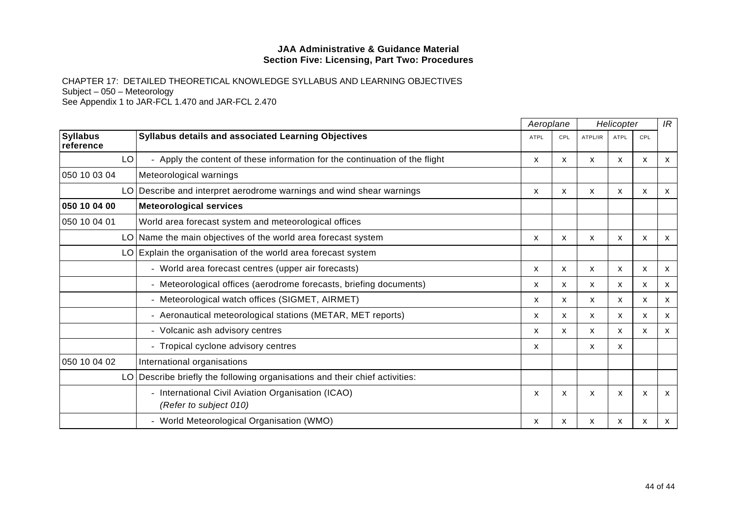**JAA Administrative & Guidance Material**
**Section Five: Licensing, Part Two: Procedures**

CHAPTER 17: DETAILED THEORETICAL KNOWLEDGE SYLLABUS AND LEARNING OBJECTIVES
Subject – 050 – Meteorology
See Appendix 1 to JAR-FCL 1.470 and JAR-FCL 2.470

| | | *Aeroplane* | | *Helicopter* | | | *IR* |
|---|---|---|---|---|---|---|---|
| **Syllabus reference** | **Syllabus details and associated Learning Objectives** | ATPL | CPL | ATPL/IR | ATPL | CPL | |
| LO | - Apply the content of these information for the continuation of the flight | x | x | x | x | x | x |
| 050 10 03 04 | Meteorological warnings | | | | | | |
| LO | Describe and interpret aerodrome warnings and wind shear warnings | x | x | x | x | x | x |
| **050 10 04 00** | **Meteorological services** | | | | | | |
| 050 10 04 01 | World area forecast system and meteorological offices | | | | | | |
| LO | Name the main objectives of the world area forecast system | x | x | x | x | x | x |
| LO | Explain the organisation of the world area forecast system | | | | | | |
| | - World area forecast centres (upper air forecasts) | x | x | x | x | x | x |
| | - Meteorological offices (aerodrome forecasts, briefing documents) | x | x | x | x | x | x |
| | - Meteorological watch offices (SIGMET, AIRMET) | x | x | x | x | x | x |
| | - Aeronautical meteorological stations (METAR, MET reports) | x | x | x | x | x | x |
| | - Volcanic ash advisory centres | x | x | x | x | x | x |
| | - Tropical cyclone advisory centres | x | | x | x | | |
| 050 10 04 02 | International organisations | | | | | | |
| LO | Describe briefly the following organisations and their chief activities: | | | | | | |
| | - International Civil Aviation Organisation (ICAO) *(Refer to subject 010)* | x | x | x | x | x | x |
| | - World Meteorological Organisation (WMO) | x | x | x | x | x | x |